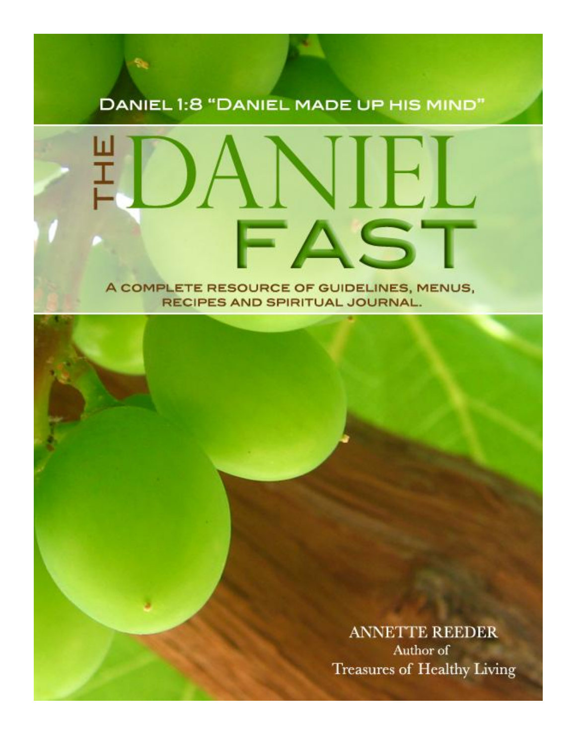Daniel 1:8 "Daniel made up his mind"

# The Daniel Fast

A complete resource of guidelines, menus, recipes and spiritual journal.

ANNETTE REEDER
Author of
Treasures of Healthy Living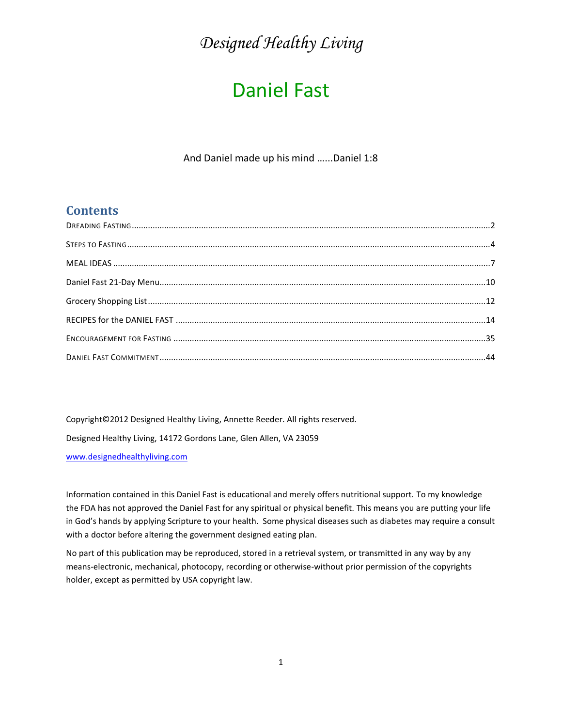*Designed Healthy Living*

# Daniel Fast

And Daniel made up his mind ......Daniel 1:8

## Contents

DREADING FASTING.........................................................................................................................................2

STEPS TO FASTING..........................................................................................................................................4

MEAL IDEAS ......................................................................................................................................................7

Daniel Fast 21-Day Menu...................................................................................................................................10

Grocery Shopping List.........................................................................................................................................12

RECIPES for the DANIEL FAST .......................................................................................................................14

ENCOURAGEMENT FOR FASTING ...............................................................................................................35

DANIEL FAST COMMITMENT.........................................................................................................................44

Copyright©2012 Designed Healthy Living, Annette Reeder. All rights reserved.

Designed Healthy Living, 14172 Gordons Lane, Glen Allen, VA 23059

[www.designedhealthyliving.com](http://www.designedhealthyliving.com)

Information contained in this Daniel Fast is educational and merely offers nutritional support. To my knowledge the FDA has not approved the Daniel Fast for any spiritual or physical benefit. This means you are putting your life in God's hands by applying Scripture to your health. Some physical diseases such as diabetes may require a consult with a doctor before altering the government designed eating plan.

No part of this publication may be reproduced, stored in a retrieval system, or transmitted in any way by any means-electronic, mechanical, photocopy, recording or otherwise-without prior permission of the copyrights holder, except as permitted by USA copyright law.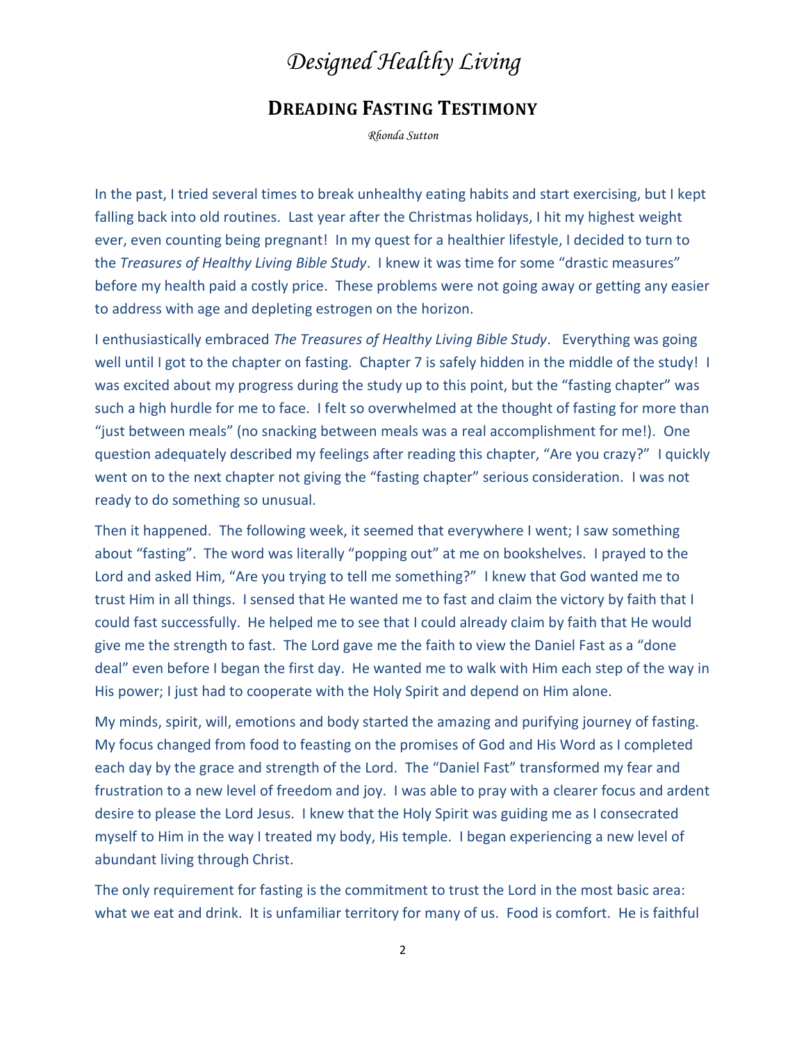# *Designed Healthy Living*

## DREADING FASTING TESTIMONY

*Rhonda Sutton*

In the past, I tried several times to break unhealthy eating habits and start exercising, but I kept falling back into old routines. Last year after the Christmas holidays, I hit my highest weight ever, even counting being pregnant! In my quest for a healthier lifestyle, I decided to turn to the *Treasures of Healthy Living Bible Study*. I knew it was time for some "drastic measures" before my health paid a costly price. These problems were not going away or getting any easier to address with age and depleting estrogen on the horizon.

I enthusiastically embraced *The Treasures of Healthy Living Bible Study*. Everything was going well until I got to the chapter on fasting. Chapter 7 is safely hidden in the middle of the study! I was excited about my progress during the study up to this point, but the "fasting chapter" was such a high hurdle for me to face. I felt so overwhelmed at the thought of fasting for more than "just between meals" (no snacking between meals was a real accomplishment for me!). One question adequately described my feelings after reading this chapter, "Are you crazy?" I quickly went on to the next chapter not giving the "fasting chapter" serious consideration. I was not ready to do something so unusual.

Then it happened. The following week, it seemed that everywhere I went; I saw something about "fasting". The word was literally "popping out" at me on bookshelves. I prayed to the Lord and asked Him, "Are you trying to tell me something?" I knew that God wanted me to trust Him in all things. I sensed that He wanted me to fast and claim the victory by faith that I could fast successfully. He helped me to see that I could already claim by faith that He would give me the strength to fast. The Lord gave me the faith to view the Daniel Fast as a "done deal" even before I began the first day. He wanted me to walk with Him each step of the way in His power; I just had to cooperate with the Holy Spirit and depend on Him alone.

My minds, spirit, will, emotions and body started the amazing and purifying journey of fasting. My focus changed from food to feasting on the promises of God and His Word as I completed each day by the grace and strength of the Lord. The "Daniel Fast" transformed my fear and frustration to a new level of freedom and joy. I was able to pray with a clearer focus and ardent desire to please the Lord Jesus. I knew that the Holy Spirit was guiding me as I consecrated myself to Him in the way I treated my body, His temple. I began experiencing a new level of abundant living through Christ.

The only requirement for fasting is the commitment to trust the Lord in the most basic area: what we eat and drink. It is unfamiliar territory for many of us. Food is comfort. He is faithful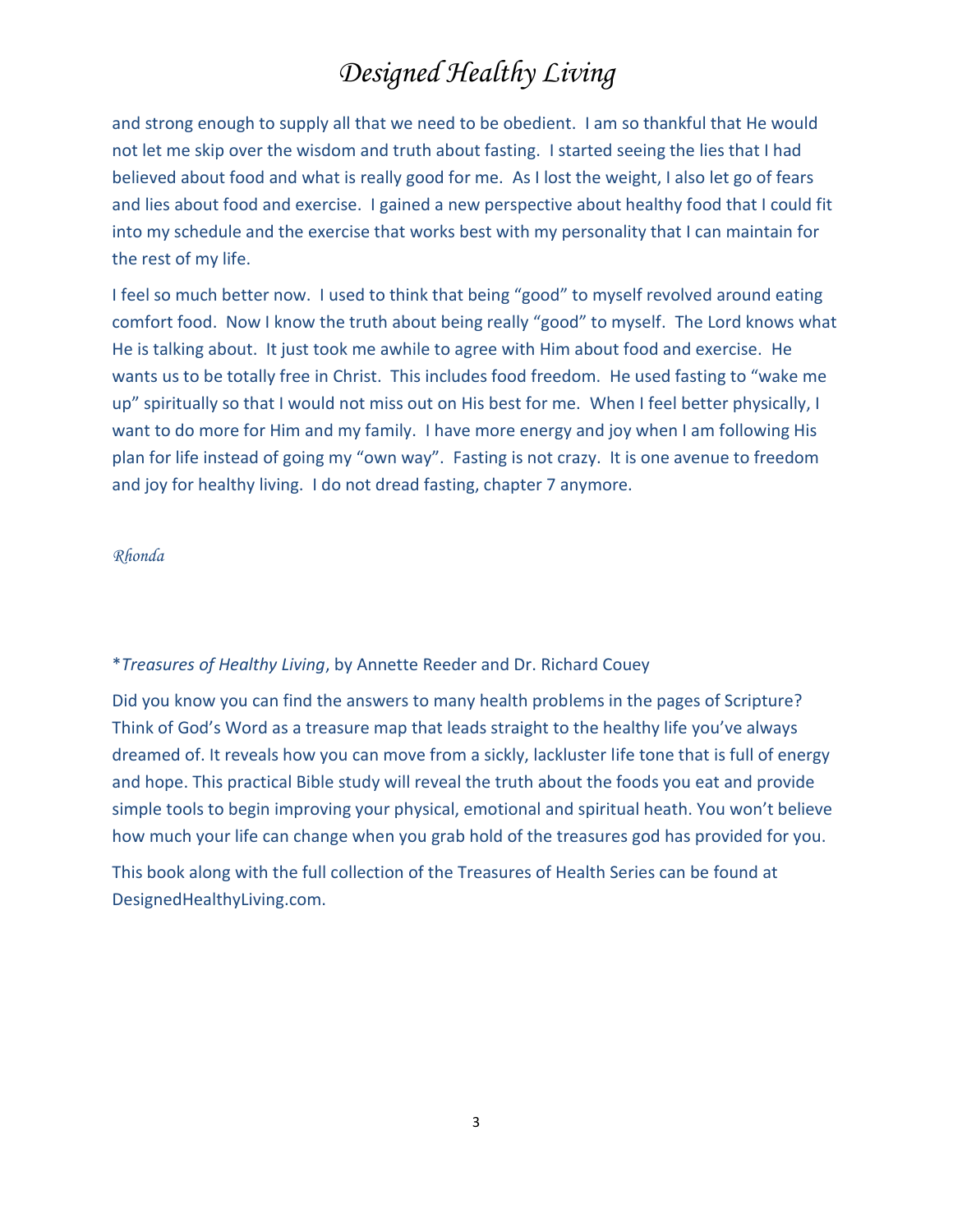and strong enough to supply all that we need to be obedient.  I am so thankful that He would not let me skip over the wisdom and truth about fasting.  I started seeing the lies that I had believed about food and what is really good for me.  As I lost the weight, I also let go of fears and lies about food and exercise.  I gained a new perspective about healthy food that I could fit into my schedule and the exercise that works best with my personality that I can maintain for the rest of my life.

I feel so much better now.  I used to think that being "good" to myself revolved around eating comfort food.  Now I know the truth about being really "good" to myself.  The Lord knows what He is talking about.  It just took me awhile to agree with Him about food and exercise.  He wants us to be totally free in Christ.  This includes food freedom.  He used fasting to "wake me up" spiritually so that I would not miss out on His best for me.  When I feel better physically, I want to do more for Him and my family.  I have more energy and joy when I am following His plan for life instead of going my "own way".  Fasting is not crazy.  It is one avenue to freedom and joy for healthy living.  I do not dread fasting, chapter 7 anymore.

*Rhonda*

*\*Treasures of Healthy Living*, by Annette Reeder and Dr. Richard Couey

Did you know you can find the answers to many health problems in the pages of Scripture? Think of God's Word as a treasure map that leads straight to the healthy life you've always dreamed of. It reveals how you can move from a sickly, lackluster life tone that is full of energy and hope. This practical Bible study will reveal the truth about the foods you eat and provide simple tools to begin improving your physical, emotional and spiritual heath. You won't believe how much your life can change when you grab hold of the treasures god has provided for you.

This book along with the full collection of the Treasures of Health Series can be found at DesignedHealthyLiving.com.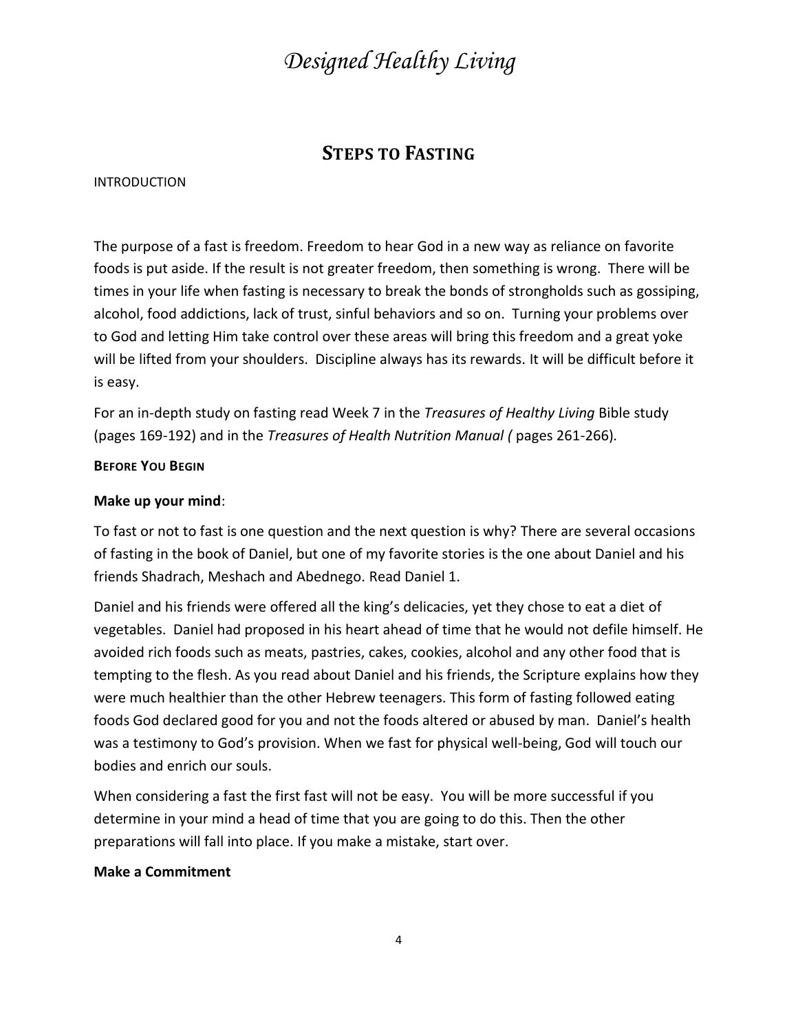## Steps to Fasting

INTRODUCTION

The purpose of a fast is freedom. Freedom to hear God in a new way as reliance on favorite foods is put aside. If the result is not greater freedom, then something is wrong. There will be times in your life when fasting is necessary to break the bonds of strongholds such as gossiping, alcohol, food addictions, lack of trust, sinful behaviors and so on. Turning your problems over to God and letting Him take control over these areas will bring this freedom and a great yoke will be lifted from your shoulders. Discipline always has its rewards. It will be difficult before it is easy.

For an in-depth study on fasting read Week 7 in the *Treasures of Healthy Living* Bible study (pages 169-192) and in the *Treasures of Health Nutrition Manual (* pages 261-266).

### Before You Begin

**Make up your mind**:

To fast or not to fast is one question and the next question is why? There are several occasions of fasting in the book of Daniel, but one of my favorite stories is the one about Daniel and his friends Shadrach, Meshach and Abednego. Read Daniel 1.

Daniel and his friends were offered all the king's delicacies, yet they chose to eat a diet of vegetables. Daniel had proposed in his heart ahead of time that he would not defile himself. He avoided rich foods such as meats, pastries, cakes, cookies, alcohol and any other food that is tempting to the flesh. As you read about Daniel and his friends, the Scripture explains how they were much healthier than the other Hebrew teenagers. This form of fasting followed eating foods God declared good for you and not the foods altered or abused by man. Daniel's health was a testimony to God's provision. When we fast for physical well-being, God will touch our bodies and enrich our souls.

When considering a fast the first fast will not be easy. You will be more successful if you determine in your mind a head of time that you are going to do this. Then the other preparations will fall into place. If you make a mistake, start over.

**Make a Commitment**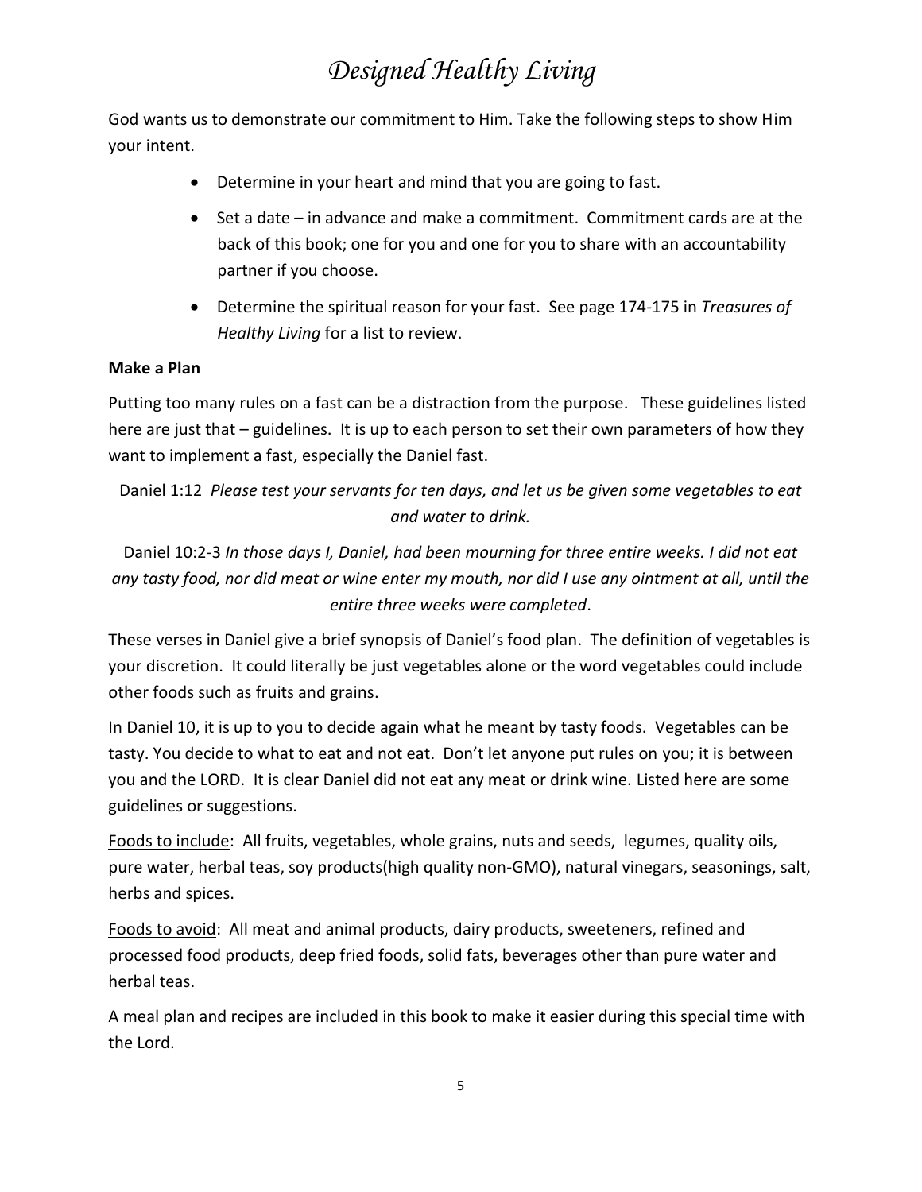God wants us to demonstrate our commitment to Him. Take the following steps to show Him your intent.

- Determine in your heart and mind that you are going to fast.
- Set a date – in advance and make a commitment. Commitment cards are at the back of this book; one for you and one for you to share with an accountability partner if you choose.
- Determine the spiritual reason for your fast. See page 174-175 in *Treasures of Healthy Living* for a list to review.

**Make a Plan**

Putting too many rules on a fast can be a distraction from the purpose. These guidelines listed here are just that – guidelines. It is up to each person to set their own parameters of how they want to implement a fast, especially the Daniel fast.

Daniel 1:12 *Please test your servants for ten days, and let us be given some vegetables to eat and water to drink.*

Daniel 10:2-3 *In those days I, Daniel, had been mourning for three entire weeks. I did not eat any tasty food, nor did meat or wine enter my mouth, nor did I use any ointment at all, until the entire three weeks were completed*.

These verses in Daniel give a brief synopsis of Daniel's food plan. The definition of vegetables is your discretion. It could literally be just vegetables alone or the word vegetables could include other foods such as fruits and grains.

In Daniel 10, it is up to you to decide again what he meant by tasty foods. Vegetables can be tasty. You decide to what to eat and not eat. Don't let anyone put rules on you; it is between you and the LORD. It is clear Daniel did not eat any meat or drink wine. Listed here are some guidelines or suggestions.

<u>Foods to include</u>: All fruits, vegetables, whole grains, nuts and seeds, legumes, quality oils, pure water, herbal teas, soy products(high quality non-GMO), natural vinegars, seasonings, salt, herbs and spices.

<u>Foods to avoid</u>: All meat and animal products, dairy products, sweeteners, refined and processed food products, deep fried foods, solid fats, beverages other than pure water and herbal teas.

A meal plan and recipes are included in this book to make it easier during this special time with the Lord.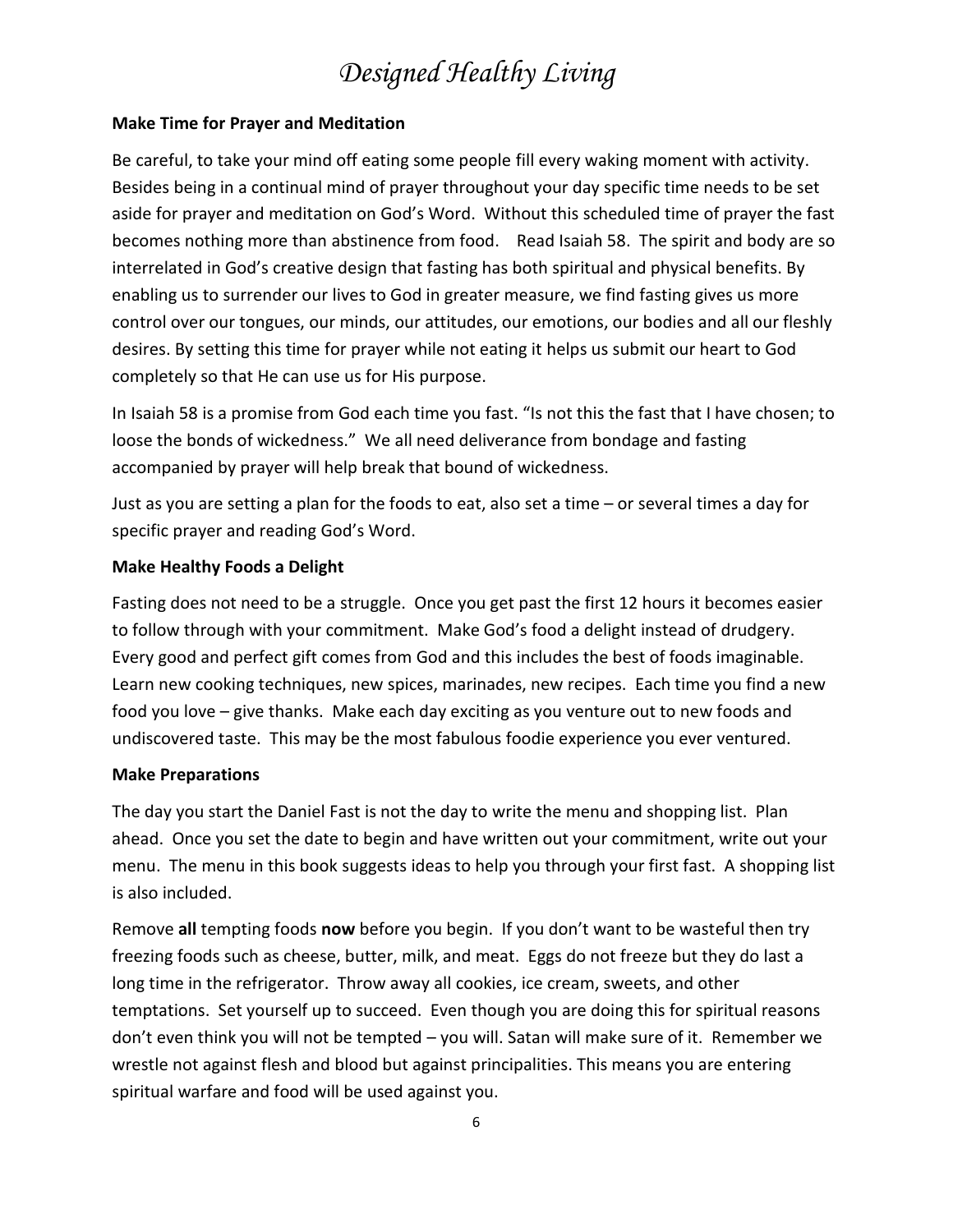**Make Time for Prayer and Meditation**

Be careful, to take your mind off eating some people fill every waking moment with activity. Besides being in a continual mind of prayer throughout your day specific time needs to be set aside for prayer and meditation on God's Word. Without this scheduled time of prayer the fast becomes nothing more than abstinence from food. Read Isaiah 58. The spirit and body are so interrelated in God's creative design that fasting has both spiritual and physical benefits. By enabling us to surrender our lives to God in greater measure, we find fasting gives us more control over our tongues, our minds, our attitudes, our emotions, our bodies and all our fleshly desires. By setting this time for prayer while not eating it helps us submit our heart to God completely so that He can use us for His purpose.

In Isaiah 58 is a promise from God each time you fast. "Is not this the fast that I have chosen; to loose the bonds of wickedness." We all need deliverance from bondage and fasting accompanied by prayer will help break that bound of wickedness.

Just as you are setting a plan for the foods to eat, also set a time – or several times a day for specific prayer and reading God's Word.

**Make Healthy Foods a Delight**

Fasting does not need to be a struggle. Once you get past the first 12 hours it becomes easier to follow through with your commitment. Make God's food a delight instead of drudgery. Every good and perfect gift comes from God and this includes the best of foods imaginable. Learn new cooking techniques, new spices, marinades, new recipes. Each time you find a new food you love – give thanks. Make each day exciting as you venture out to new foods and undiscovered taste. This may be the most fabulous foodie experience you ever ventured.

**Make Preparations**

The day you start the Daniel Fast is not the day to write the menu and shopping list. Plan ahead. Once you set the date to begin and have written out your commitment, write out your menu. The menu in this book suggests ideas to help you through your first fast. A shopping list is also included.

Remove **all** tempting foods **now** before you begin. If you don't want to be wasteful then try freezing foods such as cheese, butter, milk, and meat. Eggs do not freeze but they do last a long time in the refrigerator. Throw away all cookies, ice cream, sweets, and other temptations. Set yourself up to succeed. Even though you are doing this for spiritual reasons don't even think you will not be tempted – you will. Satan will make sure of it. Remember we wrestle not against flesh and blood but against principalities. This means you are entering spiritual warfare and food will be used against you.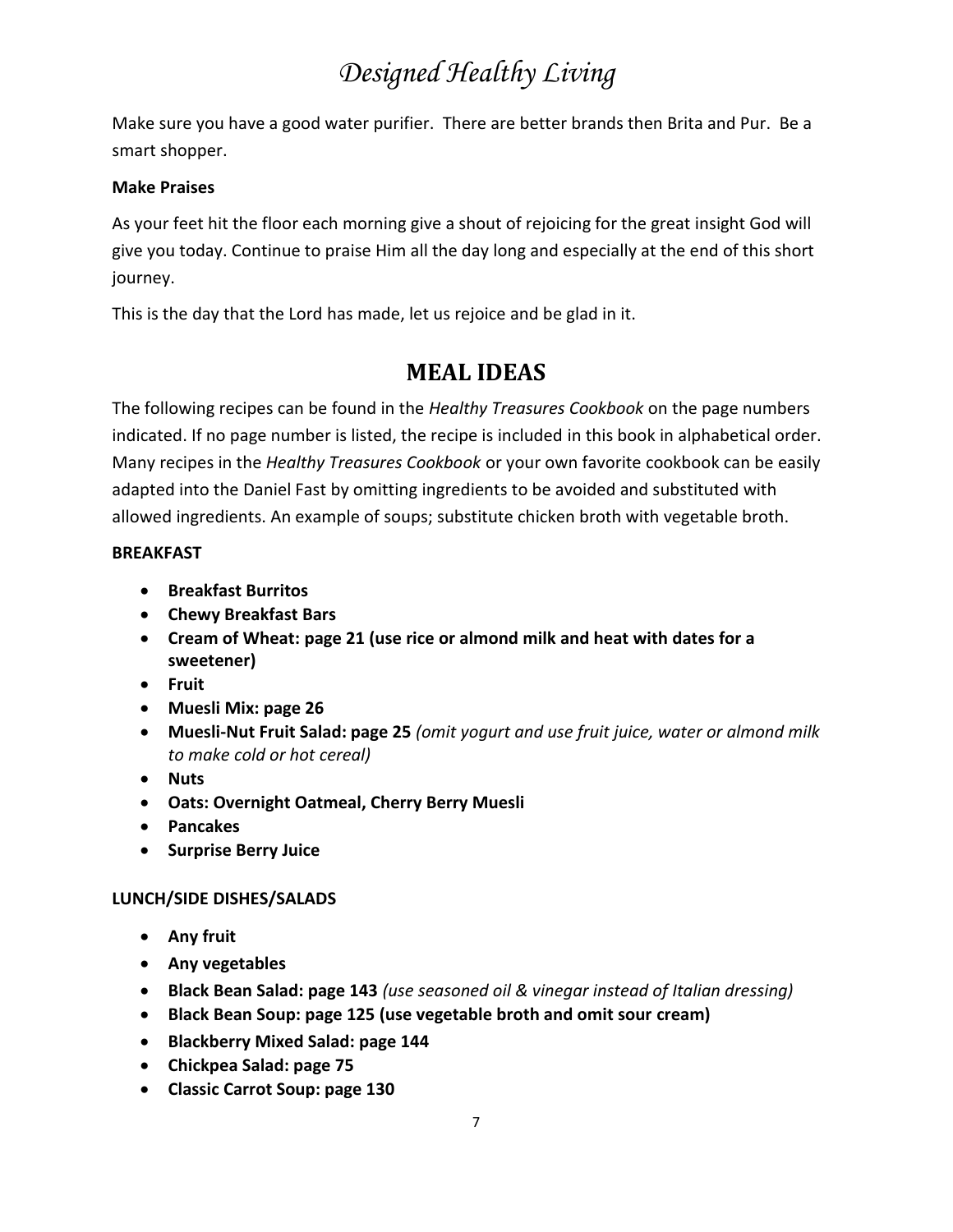Make sure you have a good water purifier. There are better brands then Brita and Pur. Be a smart shopper.

**Make Praises**

As your feet hit the floor each morning give a shout of rejoicing for the great insight God will give you today. Continue to praise Him all the day long and especially at the end of this short journey.

This is the day that the Lord has made, let us rejoice and be glad in it.

## MEAL IDEAS

The following recipes can be found in the *Healthy Treasures Cookbook* on the page numbers indicated. If no page number is listed, the recipe is included in this book in alphabetical order. Many recipes in the *Healthy Treasures Cookbook* or your own favorite cookbook can be easily adapted into the Daniel Fast by omitting ingredients to be avoided and substituted with allowed ingredients. An example of soups; substitute chicken broth with vegetable broth.

**BREAKFAST**

- **Breakfast Burritos**
- **Chewy Breakfast Bars**
- **Cream of Wheat: page 21 (use rice or almond milk and heat with dates for a sweetener)**
- **Fruit**
- **Muesli Mix: page 26**
- **Muesli-Nut Fruit Salad: page 25** *(omit yogurt and use fruit juice, water or almond milk to make cold or hot cereal)*
- **Nuts**
- **Oats: Overnight Oatmeal, Cherry Berry Muesli**
- **Pancakes**
- **Surprise Berry Juice**

**LUNCH/SIDE DISHES/SALADS**

- **Any fruit**
- **Any vegetables**
- **Black Bean Salad: page 143** *(use seasoned oil & vinegar instead of Italian dressing)*
- **Black Bean Soup: page 125 (use vegetable broth and omit sour cream)**
- **Blackberry Mixed Salad: page 144**
- **Chickpea Salad: page 75**
- **Classic Carrot Soup: page 130**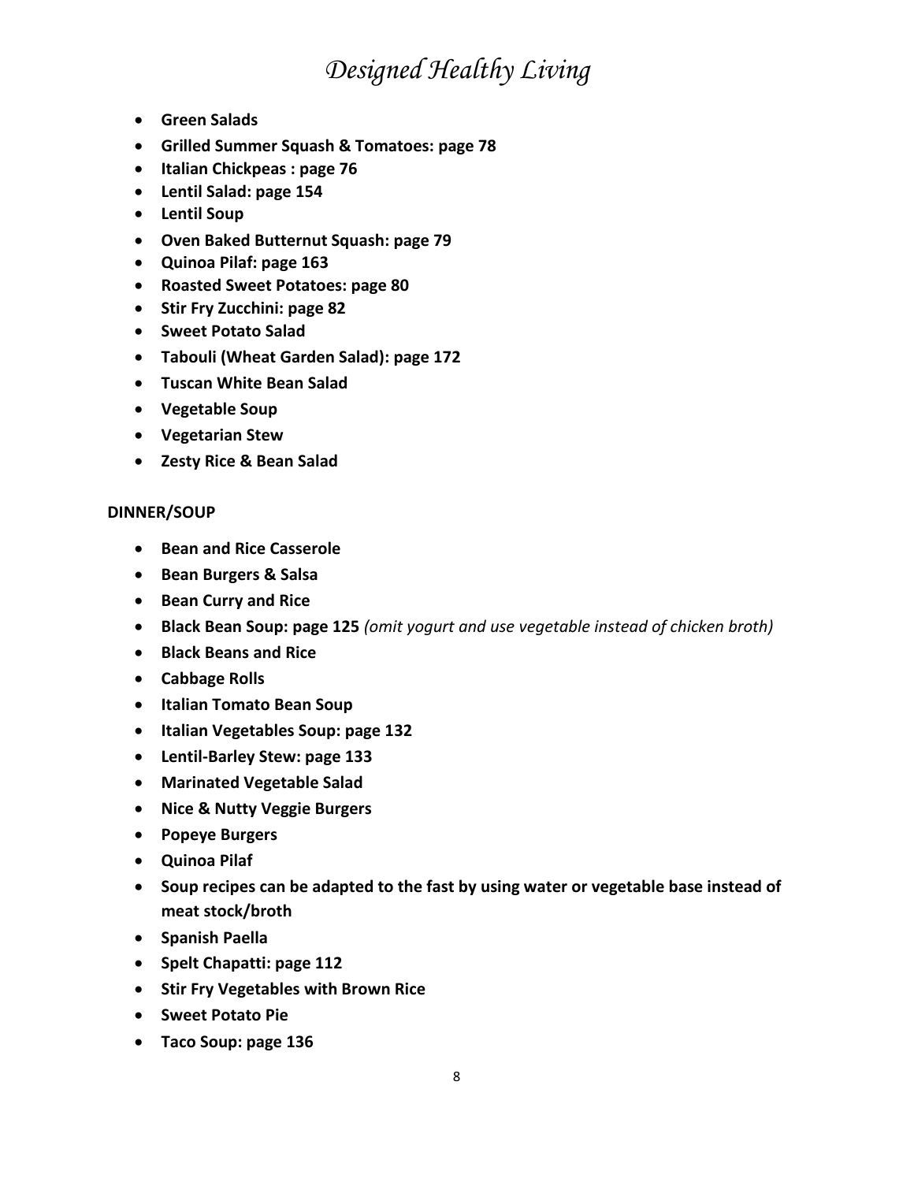- **Green Salads**
- **Grilled Summer Squash & Tomatoes: page 78**
- **Italian Chickpeas : page 76**
- **Lentil Salad: page 154**
- **Lentil Soup**
- **Oven Baked Butternut Squash: page 79**
- **Quinoa Pilaf: page 163**
- **Roasted Sweet Potatoes: page 80**
- **Stir Fry Zucchini: page 82**
- **Sweet Potato Salad**
- **Tabouli (Wheat Garden Salad): page 172**
- **Tuscan White Bean Salad**
- **Vegetable Soup**
- **Vegetarian Stew**
- **Zesty Rice & Bean Salad**

**DINNER/SOUP**

- **Bean and Rice Casserole**
- **Bean Burgers & Salsa**
- **Bean Curry and Rice**
- **Black Bean Soup: page 125** *(omit yogurt and use vegetable instead of chicken broth)*
- **Black Beans and Rice**
- **Cabbage Rolls**
- **Italian Tomato Bean Soup**
- **Italian Vegetables Soup: page 132**
- **Lentil-Barley Stew: page 133**
- **Marinated Vegetable Salad**
- **Nice & Nutty Veggie Burgers**
- **Popeye Burgers**
- **Quinoa Pilaf**
- **Soup recipes can be adapted to the fast by using water or vegetable base instead of meat stock/broth**
- **Spanish Paella**
- **Spelt Chapatti: page 112**
- **Stir Fry Vegetables with Brown Rice**
- **Sweet Potato Pie**
- **Taco Soup: page 136**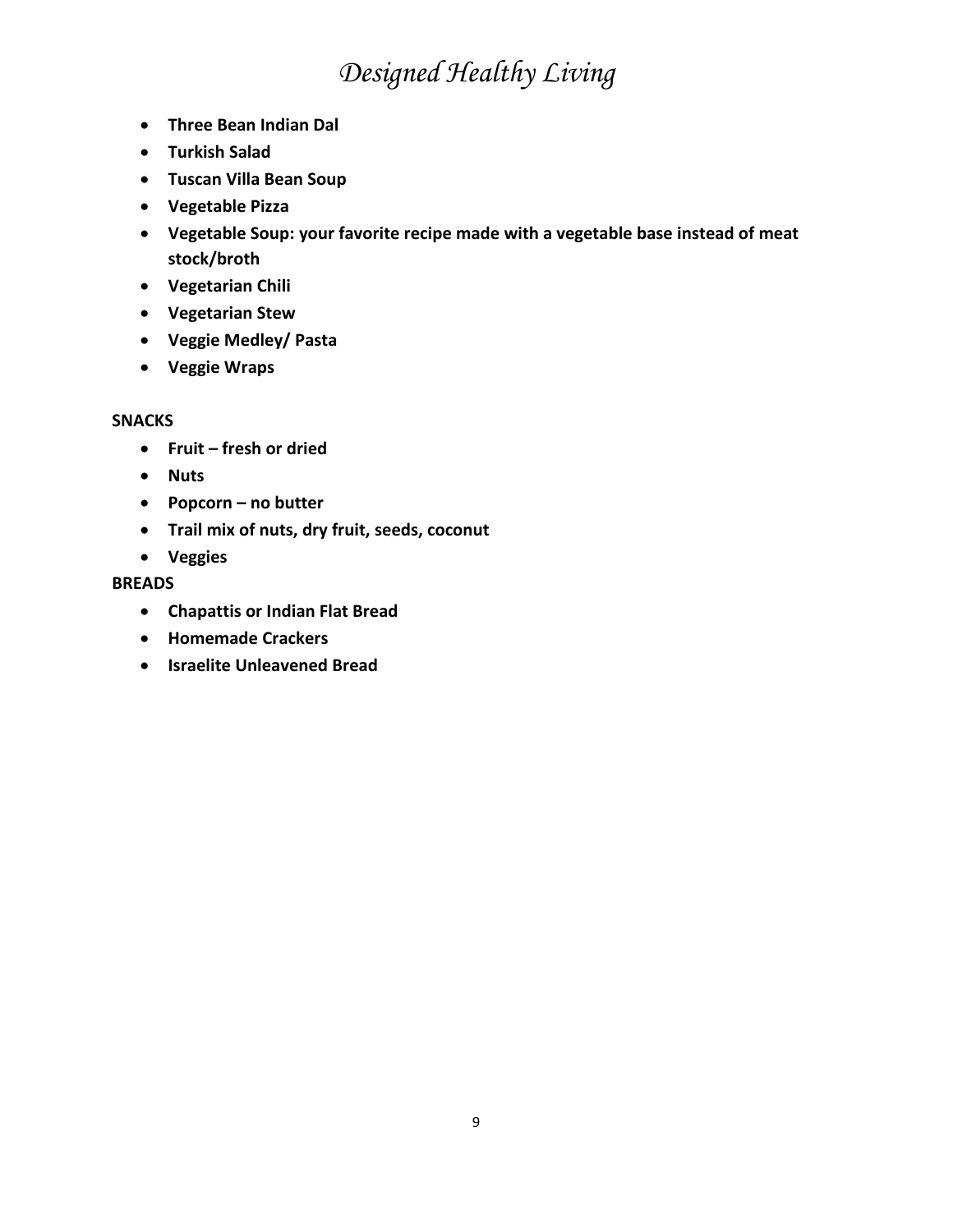- **Three Bean Indian Dal**
- **Turkish Salad**
- **Tuscan Villa Bean Soup**
- **Vegetable Pizza**
- **Vegetable Soup: your favorite recipe made with a vegetable base instead of meat stock/broth**
- **Vegetarian Chili**
- **Vegetarian Stew**
- **Veggie Medley/ Pasta**
- **Veggie Wraps**

**SNACKS**

- **Fruit – fresh or dried**
- **Nuts**
- **Popcorn – no butter**
- **Trail mix of nuts, dry fruit, seeds, coconut**
- **Veggies**

**BREADS**

- **Chapattis or Indian Flat Bread**
- **Homemade Crackers**
- **Israelite Unleavened Bread**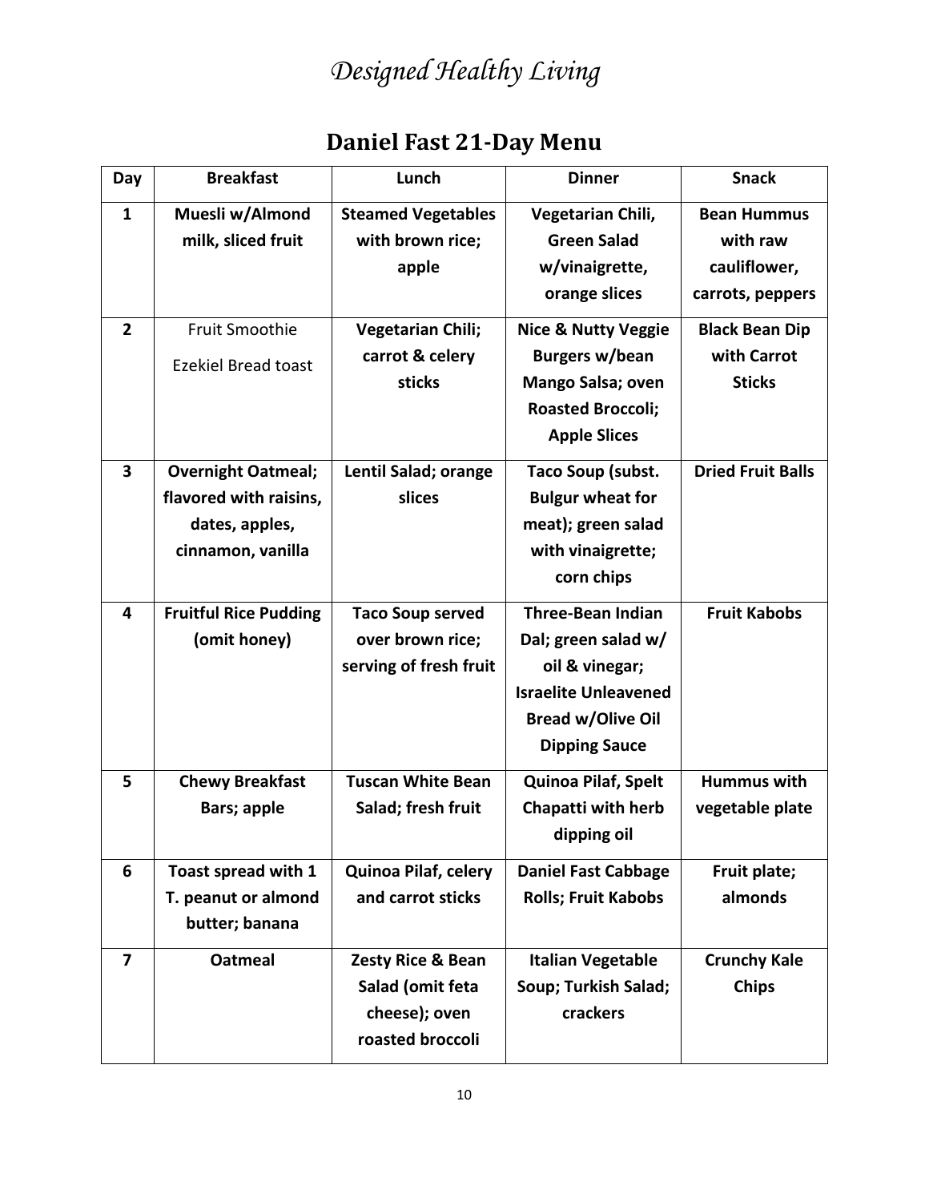# *Designed Healthy Living*

## Daniel Fast 21-Day Menu

| Day | Breakfast | Lunch | Dinner | Snack |
|---|---|---|---|---|
| **1** | **Muesli w/Almond milk, sliced fruit** | **Steamed Vegetables with brown rice; apple** | **Vegetarian Chili, Green Salad w/vinaigrette, orange slices** | **Bean Hummus with raw cauliflower, carrots, peppers** |
| **2** | Fruit Smoothie Ezekiel Bread toast | **Vegetarian Chili; carrot & celery sticks** | **Nice & Nutty Veggie Burgers w/bean Mango Salsa; oven Roasted Broccoli; Apple Slices** | **Black Bean Dip with Carrot Sticks** |
| **3** | **Overnight Oatmeal; flavored with raisins, dates, apples, cinnamon, vanilla** | **Lentil Salad; orange slices** | **Taco Soup (subst. Bulgur wheat for meat); green salad with vinaigrette; corn chips** | **Dried Fruit Balls** |
| **4** | **Fruitful Rice Pudding (omit honey)** | **Taco Soup served over brown rice; serving of fresh fruit** | **Three-Bean Indian Dal; green salad w/ oil & vinegar; Israelite Unleavened Bread w/Olive Oil Dipping Sauce** | **Fruit Kabobs** |
| **5** | **Chewy Breakfast Bars; apple** | **Tuscan White Bean Salad; fresh fruit** | **Quinoa Pilaf, Spelt Chapatti with herb dipping oil** | **Hummus with vegetable plate** |
| **6** | **Toast spread with 1 T. peanut or almond butter; banana** | **Quinoa Pilaf, celery and carrot sticks** | **Daniel Fast Cabbage Rolls; Fruit Kabobs** | **Fruit plate; almonds** |
| **7** | **Oatmeal** | **Zesty Rice & Bean Salad (omit feta cheese); oven roasted broccoli** | **Italian Vegetable Soup; Turkish Salad; crackers** | **Crunchy Kale Chips** |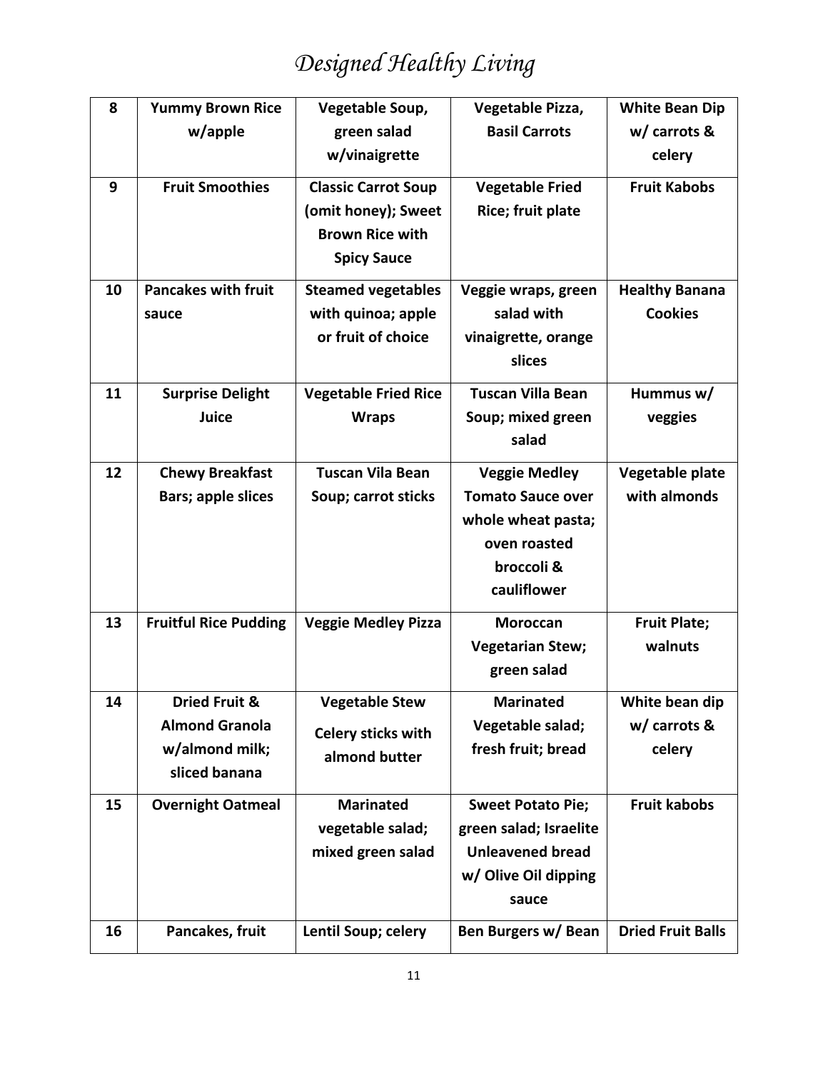| | | | | |
|---|---|---|---|---|
| **8** | **Yummy Brown Rice w/apple** | **Vegetable Soup, green salad w/vinaigrette** | **Vegetable Pizza, Basil Carrots** | **White Bean Dip w/ carrots & celery** |
| **9** | **Fruit Smoothies** | **Classic Carrot Soup (omit honey); Sweet Brown Rice with Spicy Sauce** | **Vegetable Fried Rice; fruit plate** | **Fruit Kabobs** |
| **10** | **Pancakes with fruit sauce** | **Steamed vegetables with quinoa; apple or fruit of choice** | **Veggie wraps, green salad with vinaigrette, orange slices** | **Healthy Banana Cookies** |
| **11** | **Surprise Delight Juice** | **Vegetable Fried Rice Wraps** | **Tuscan Villa Bean Soup; mixed green salad** | **Hummus w/ veggies** |
| **12** | **Chewy Breakfast Bars; apple slices** | **Tuscan Vila Bean Soup; carrot sticks** | **Veggie Medley Tomato Sauce over whole wheat pasta; oven roasted broccoli & cauliflower** | **Vegetable plate with almonds** |
| **13** | **Fruitful Rice Pudding** | **Veggie Medley Pizza** | **Moroccan Vegetarian Stew; green salad** | **Fruit Plate; walnuts** |
| **14** | **Dried Fruit & Almond Granola w/almond milk; sliced banana** | **Vegetable Stew Celery sticks with almond butter** | **Marinated Vegetable salad; fresh fruit; bread** | **White bean dip w/ carrots & celery** |
| **15** | **Overnight Oatmeal** | **Marinated vegetable salad; mixed green salad** | **Sweet Potato Pie; green salad; Israelite Unleavened bread w/ Olive Oil dipping sauce** | **Fruit kabobs** |
| **16** | **Pancakes, fruit** | **Lentil Soup; celery** | **Ben Burgers w/ Bean** | **Dried Fruit Balls** |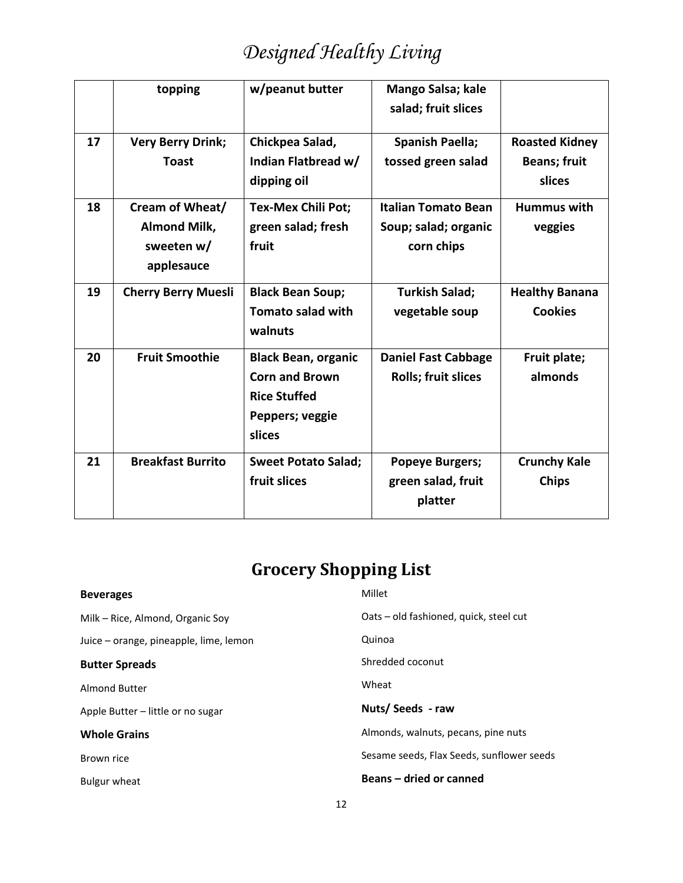| | topping | w/peanut butter | Mango Salsa; kale salad; fruit slices | |
|---|---|---|---|---|
| 17 | Very Berry Drink; Toast | Chickpea Salad, Indian Flatbread w/ dipping oil | Spanish Paella; tossed green salad | Roasted Kidney Beans; fruit slices |
| 18 | Cream of Wheat/ Almond Milk, sweeten w/ applesauce | Tex-Mex Chili Pot; green salad; fresh fruit | Italian Tomato Bean Soup; salad; organic corn chips | Hummus with veggies |
| 19 | Cherry Berry Muesli | Black Bean Soup; Tomato salad with walnuts | Turkish Salad; vegetable soup | Healthy Banana Cookies |
| 20 | Fruit Smoothie | Black Bean, organic Corn and Brown Rice Stuffed Peppers; veggie slices | Daniel Fast Cabbage Rolls; fruit slices | Fruit plate; almonds |
| 21 | Breakfast Burrito | Sweet Potato Salad; fruit slices | Popeye Burgers; green salad, fruit platter | Crunchy Kale Chips |

## Grocery Shopping List

**Beverages**

Milk – Rice, Almond, Organic Soy

Juice – orange, pineapple, lime, lemon

**Butter Spreads**

Almond Butter

Apple Butter – little or no sugar

**Whole Grains**

Brown rice

Bulgur wheat

Millet

Oats – old fashioned, quick, steel cut

Quinoa

Shredded coconut

Wheat

**Nuts/ Seeds - raw**

Almonds, walnuts, pecans, pine nuts

Sesame seeds, Flax Seeds, sunflower seeds

**Beans – dried or canned**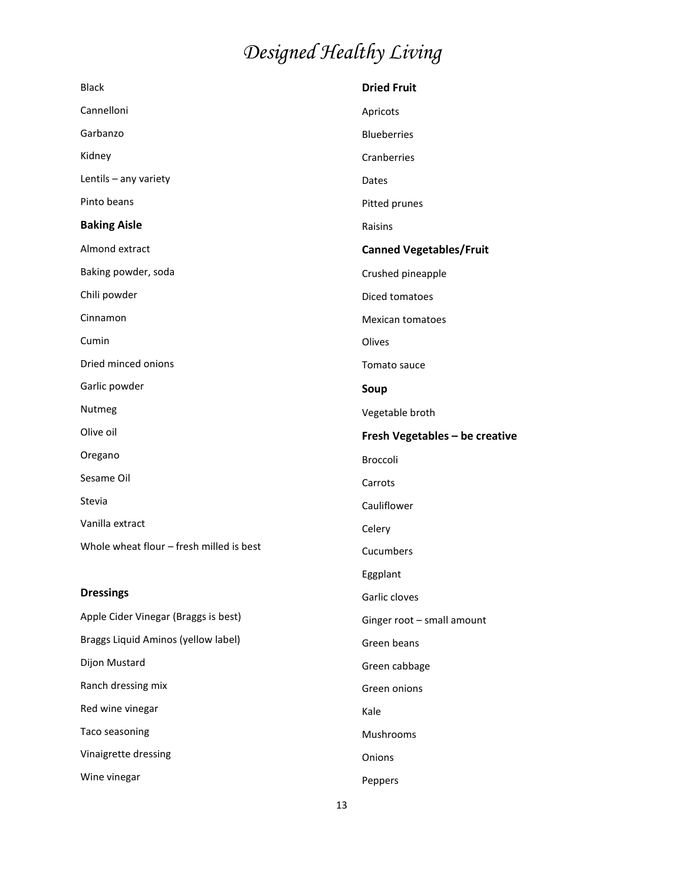Black

Cannelloni

Garbanzo

Kidney

Lentils – any variety

Pinto beans

**Baking Aisle**

Almond extract

Baking powder, soda

Chili powder

Cinnamon

Cumin

Dried minced onions

Garlic powder

Nutmeg

Olive oil

Oregano

Sesame Oil

Stevia

Vanilla extract

Whole wheat flour – fresh milled is best

**Dressings**

Apple Cider Vinegar (Braggs is best)

Braggs Liquid Aminos (yellow label)

Dijon Mustard

Ranch dressing mix

Red wine vinegar

Taco seasoning

Vinaigrette dressing

Wine vinegar

**Dried Fruit**

Apricots

Blueberries

Cranberries

Dates

Pitted prunes

Raisins

**Canned Vegetables/Fruit**

Crushed pineapple

Diced tomatoes

Mexican tomatoes

Olives

Tomato sauce

**Soup**

Vegetable broth

**Fresh Vegetables – be creative**

Broccoli

Carrots

Cauliflower

Celery

Cucumbers

Eggplant

Garlic cloves

Ginger root – small amount

Green beans

Green cabbage

Green onions

Kale

Mushrooms

Onions

Peppers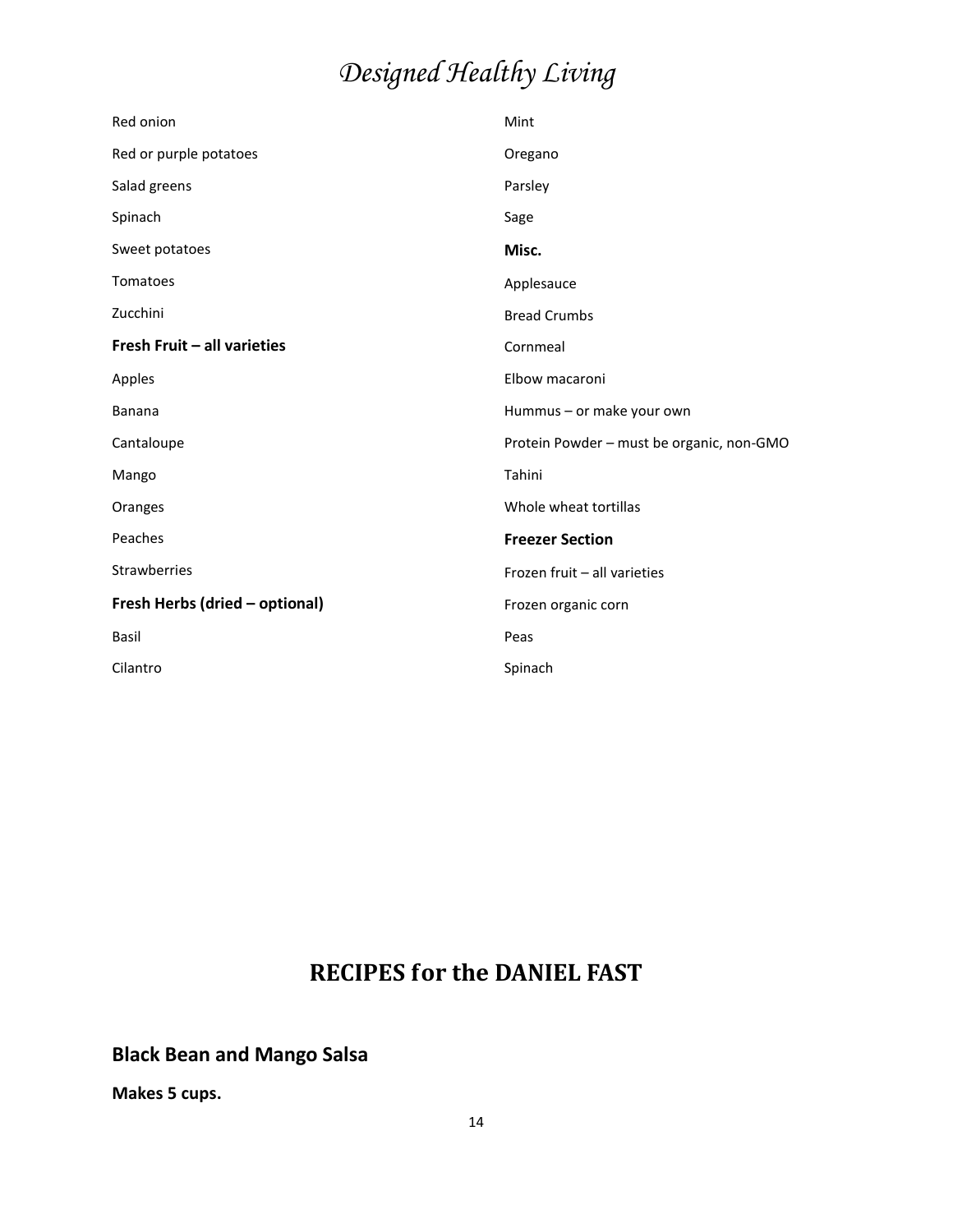Red onion

Red or purple potatoes

Salad greens

Spinach

Sweet potatoes

Tomatoes

Zucchini

**Fresh Fruit – all varieties**

Apples

Banana

Cantaloupe

Mango

Oranges

Peaches

Strawberries

**Fresh Herbs (dried – optional)**

Basil

Cilantro

Mint

Oregano

Parsley

Sage

**Misc.**

Applesauce

Bread Crumbs

Cornmeal

Elbow macaroni

Hummus – or make your own

Protein Powder – must be organic, non-GMO

Tahini

Whole wheat tortillas

**Freezer Section**

Frozen fruit – all varieties

Frozen organic corn

Peas

Spinach

# RECIPES for the DANIEL FAST

## Black Bean and Mango Salsa

**Makes 5 cups.**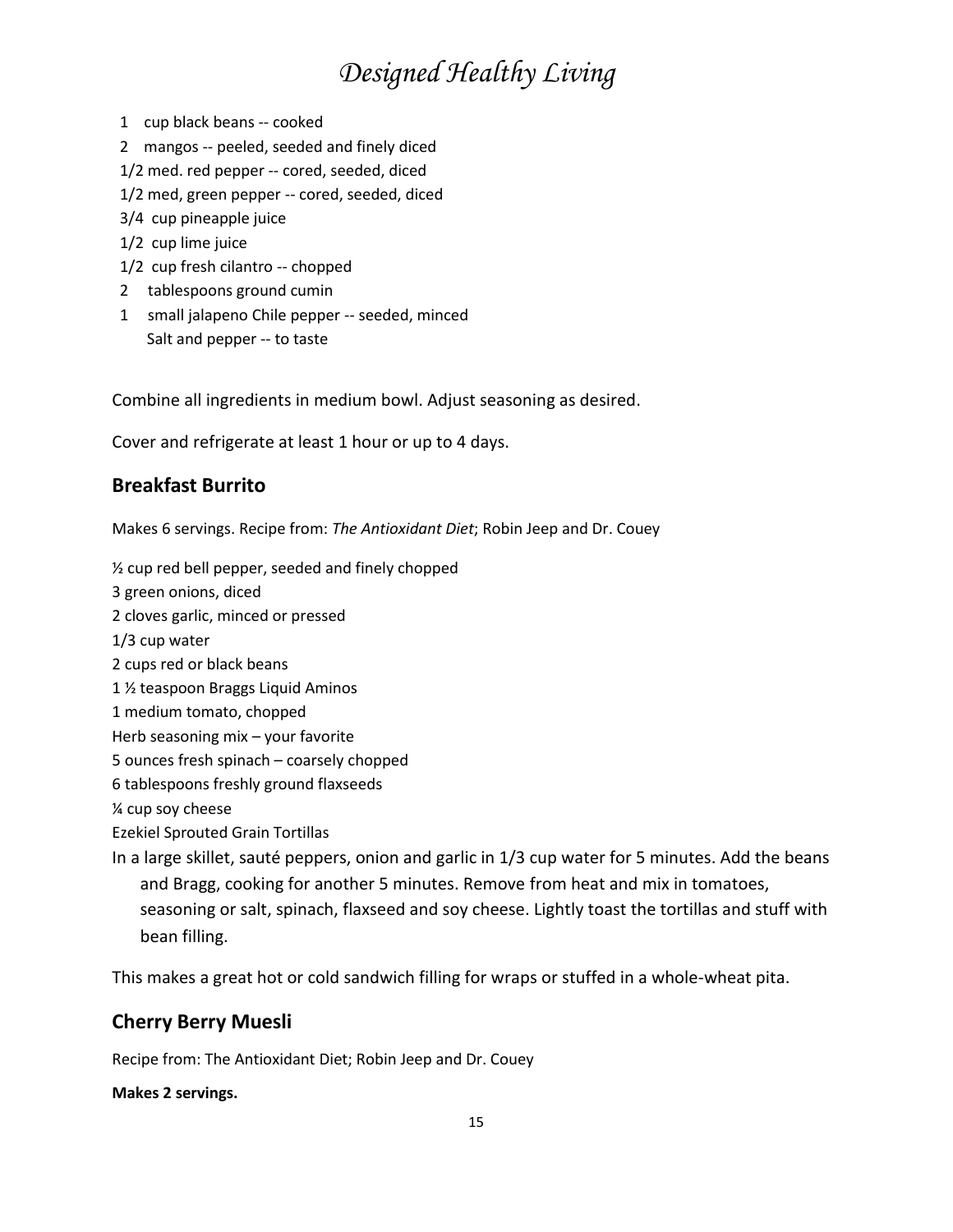1 cup black beans -- cooked
2 mangos -- peeled, seeded and finely diced
1/2 med. red pepper -- cored, seeded, diced
1/2 med, green pepper -- cored, seeded, diced
3/4 cup pineapple juice
1/2 cup lime juice
1/2 cup fresh cilantro -- chopped
2 tablespoons ground cumin
1 small jalapeno Chile pepper -- seeded, minced
Salt and pepper -- to taste

Combine all ingredients in medium bowl. Adjust seasoning as desired.

Cover and refrigerate at least 1 hour or up to 4 days.

## Breakfast Burrito

Makes 6 servings. Recipe from: *The Antioxidant Diet*; Robin Jeep and Dr. Couey

½ cup red bell pepper, seeded and finely chopped
3 green onions, diced
2 cloves garlic, minced or pressed
1/3 cup water
2 cups red or black beans
1 ½ teaspoon Braggs Liquid Aminos
1 medium tomato, chopped
Herb seasoning mix – your favorite
5 ounces fresh spinach – coarsely chopped
6 tablespoons freshly ground flaxseeds
¼ cup soy cheese
Ezekiel Sprouted Grain Tortillas

In a large skillet, sauté peppers, onion and garlic in 1/3 cup water for 5 minutes. Add the beans and Bragg, cooking for another 5 minutes. Remove from heat and mix in tomatoes, seasoning or salt, spinach, flaxseed and soy cheese. Lightly toast the tortillas and stuff with bean filling.

This makes a great hot or cold sandwich filling for wraps or stuffed in a whole-wheat pita.

## Cherry Berry Muesli

Recipe from: The Antioxidant Diet; Robin Jeep and Dr. Couey

**Makes 2 servings.**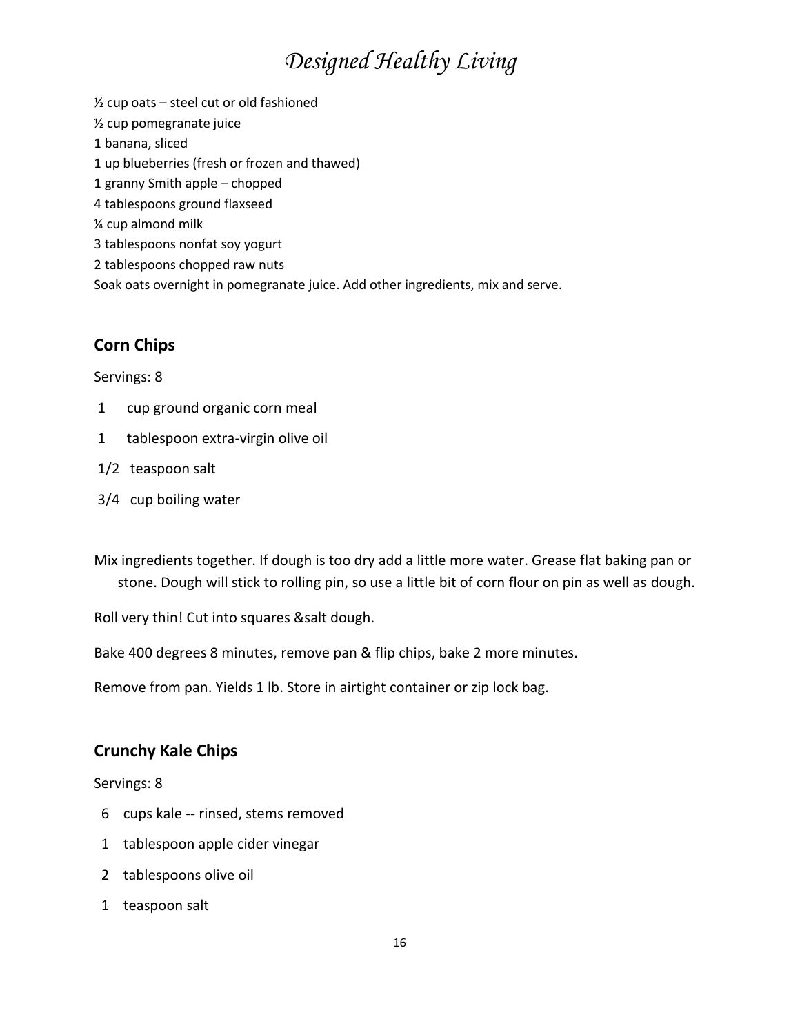½ cup oats – steel cut or old fashioned
½ cup pomegranate juice
1 banana, sliced
1 up blueberries (fresh or frozen and thawed)
1 granny Smith apple – chopped
4 tablespoons ground flaxseed
¼ cup almond milk
3 tablespoons nonfat soy yogurt
2 tablespoons chopped raw nuts
Soak oats overnight in pomegranate juice. Add other ingredients, mix and serve.

## Corn Chips

Servings: 8

1 cup ground organic corn meal
1 tablespoon extra-virgin olive oil
1/2 teaspoon salt
3/4 cup boiling water

Mix ingredients together. If dough is too dry add a little more water. Grease flat baking pan or stone. Dough will stick to rolling pin, so use a little bit of corn flour on pin as well as dough.

Roll very thin! Cut into squares &salt dough.

Bake 400 degrees 8 minutes, remove pan & flip chips, bake 2 more minutes.

Remove from pan. Yields 1 lb. Store in airtight container or zip lock bag.

## Crunchy Kale Chips

Servings: 8

6 cups kale -- rinsed, stems removed
1 tablespoon apple cider vinegar
2 tablespoons olive oil
1 teaspoon salt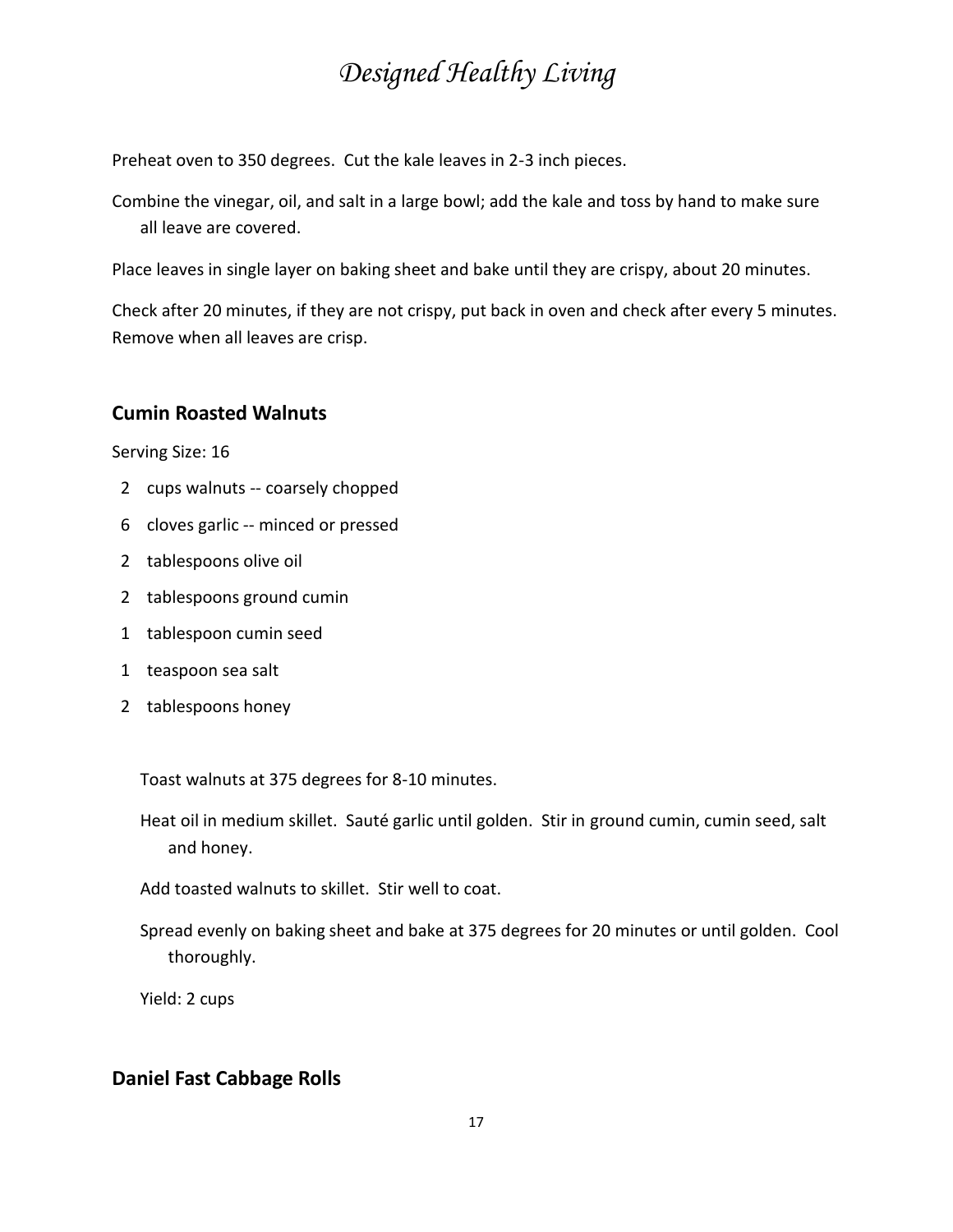Preheat oven to 350 degrees. Cut the kale leaves in 2-3 inch pieces.

Combine the vinegar, oil, and salt in a large bowl; add the kale and toss by hand to make sure all leave are covered.

Place leaves in single layer on baking sheet and bake until they are crispy, about 20 minutes.

Check after 20 minutes, if they are not crispy, put back in oven and check after every 5 minutes. Remove when all leaves are crisp.

### Cumin Roasted Walnuts

Serving Size: 16

- 2 cups walnuts -- coarsely chopped
- 6 cloves garlic -- minced or pressed
- 2 tablespoons olive oil
- 2 tablespoons ground cumin
- 1 tablespoon cumin seed
- 1 teaspoon sea salt
- 2 tablespoons honey

Toast walnuts at 375 degrees for 8-10 minutes.

Heat oil in medium skillet. Sauté garlic until golden. Stir in ground cumin, cumin seed, salt and honey.

Add toasted walnuts to skillet. Stir well to coat.

Spread evenly on baking sheet and bake at 375 degrees for 20 minutes or until golden. Cool thoroughly.

Yield: 2 cups

### Daniel Fast Cabbage Rolls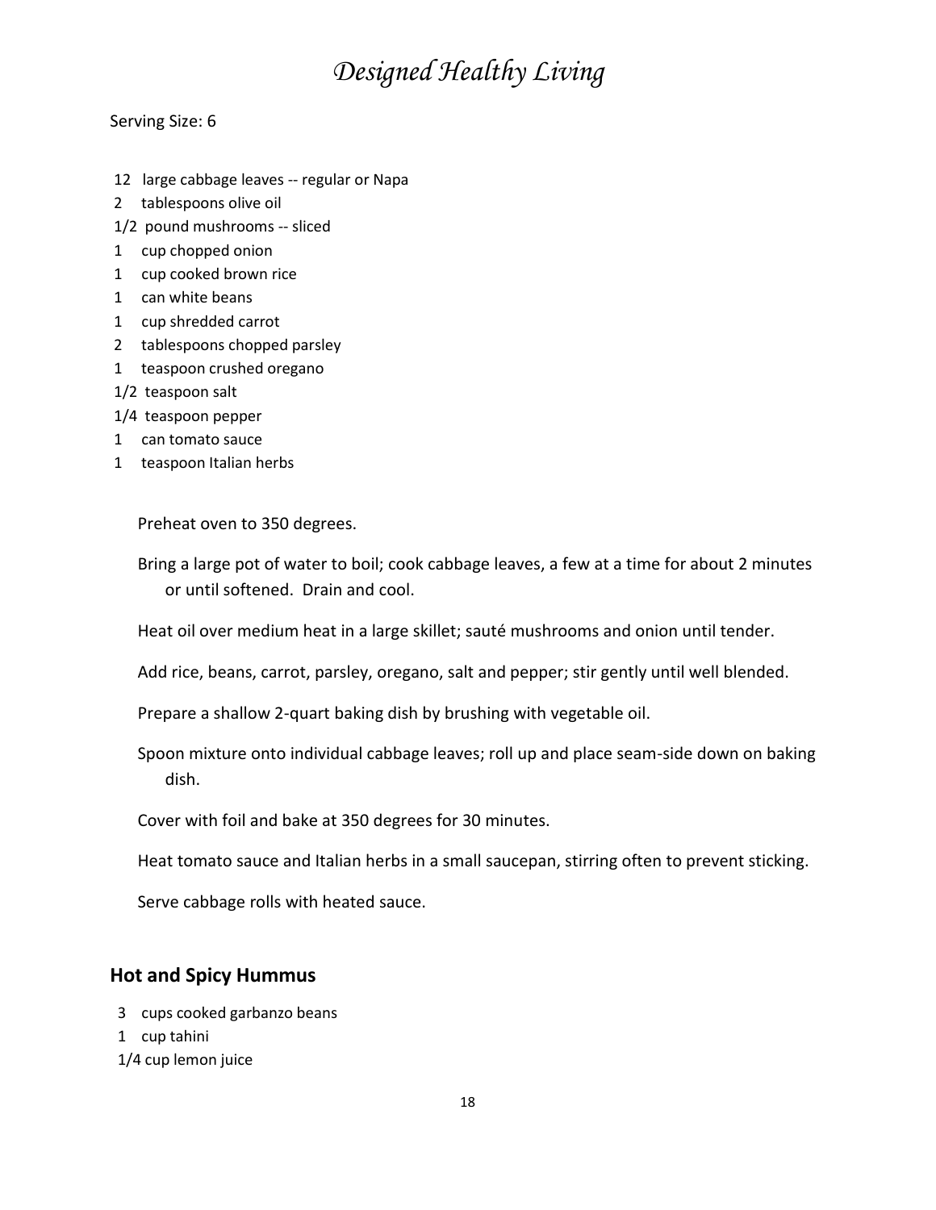Serving Size: 6

- 12 large cabbage leaves -- regular or Napa
- 2 tablespoons olive oil
- 1/2 pound mushrooms -- sliced
- 1 cup chopped onion
- 1 cup cooked brown rice
- 1 can white beans
- 1 cup shredded carrot
- 2 tablespoons chopped parsley
- 1 teaspoon crushed oregano
- 1/2 teaspoon salt
- 1/4 teaspoon pepper
- 1 can tomato sauce
- 1 teaspoon Italian herbs

Preheat oven to 350 degrees.

Bring a large pot of water to boil; cook cabbage leaves, a few at a time for about 2 minutes or until softened. Drain and cool.

Heat oil over medium heat in a large skillet; sauté mushrooms and onion until tender.

Add rice, beans, carrot, parsley, oregano, salt and pepper; stir gently until well blended.

Prepare a shallow 2-quart baking dish by brushing with vegetable oil.

Spoon mixture onto individual cabbage leaves; roll up and place seam-side down on baking dish.

Cover with foil and bake at 350 degrees for 30 minutes.

Heat tomato sauce and Italian herbs in a small saucepan, stirring often to prevent sticking.

Serve cabbage rolls with heated sauce.

## Hot and Spicy Hummus

- 3 cups cooked garbanzo beans
- 1 cup tahini
- 1/4 cup lemon juice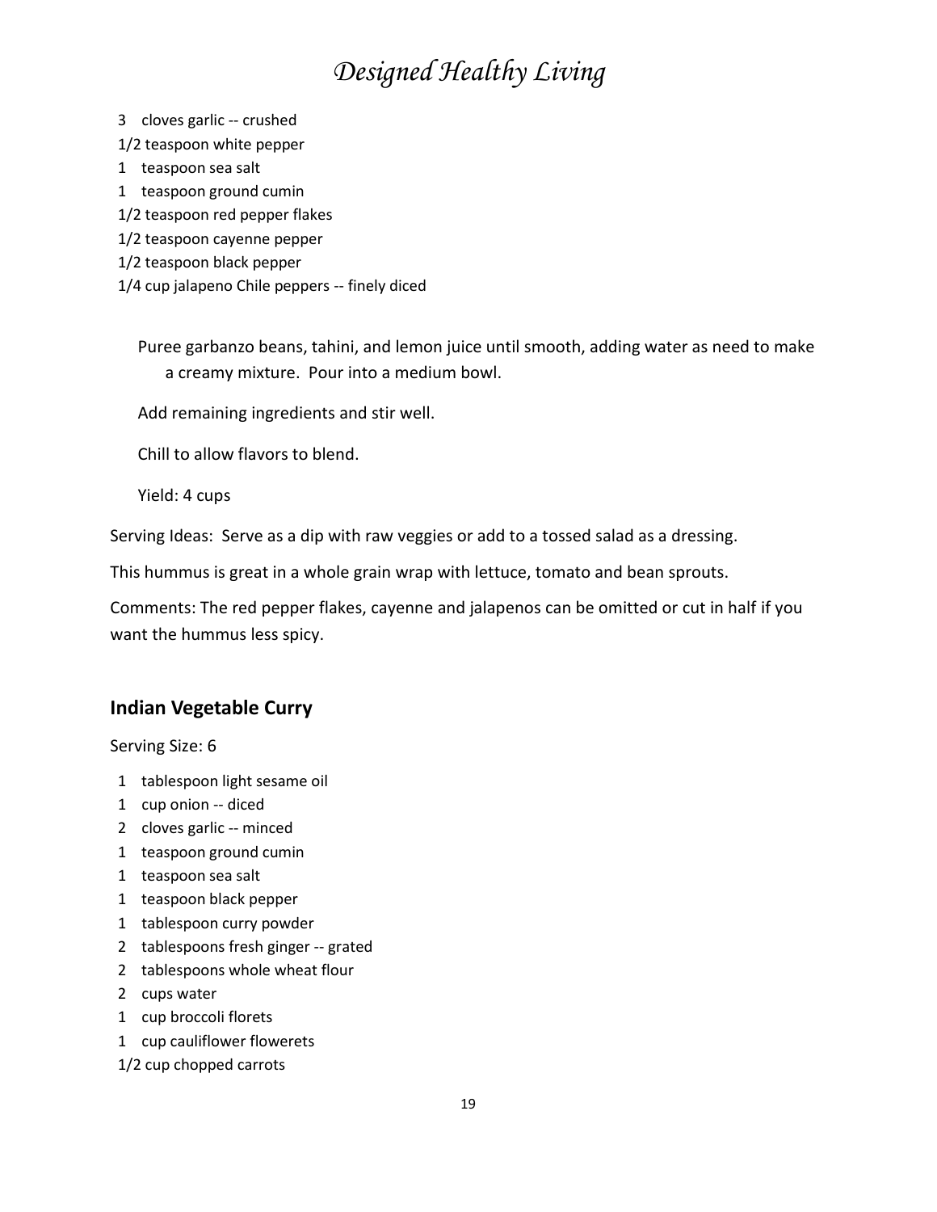- 3 cloves garlic -- crushed
- 1/2 teaspoon white pepper
- 1 teaspoon sea salt
- 1 teaspoon ground cumin
- 1/2 teaspoon red pepper flakes
- 1/2 teaspoon cayenne pepper
- 1/2 teaspoon black pepper
- 1/4 cup jalapeno Chile peppers -- finely diced

Puree garbanzo beans, tahini, and lemon juice until smooth, adding water as need to make a creamy mixture. Pour into a medium bowl.

Add remaining ingredients and stir well.

Chill to allow flavors to blend.

Yield: 4 cups

Serving Ideas: Serve as a dip with raw veggies or add to a tossed salad as a dressing.

This hummus is great in a whole grain wrap with lettuce, tomato and bean sprouts.

Comments: The red pepper flakes, cayenne and jalapenos can be omitted or cut in half if you want the hummus less spicy.

## Indian Vegetable Curry

Serving Size: 6

- 1 tablespoon light sesame oil
- 1 cup onion -- diced
- 2 cloves garlic -- minced
- 1 teaspoon ground cumin
- 1 teaspoon sea salt
- 1 teaspoon black pepper
- 1 tablespoon curry powder
- 2 tablespoons fresh ginger -- grated
- 2 tablespoons whole wheat flour
- 2 cups water
- 1 cup broccoli florets
- 1 cup cauliflower flowerets
- 1/2 cup chopped carrots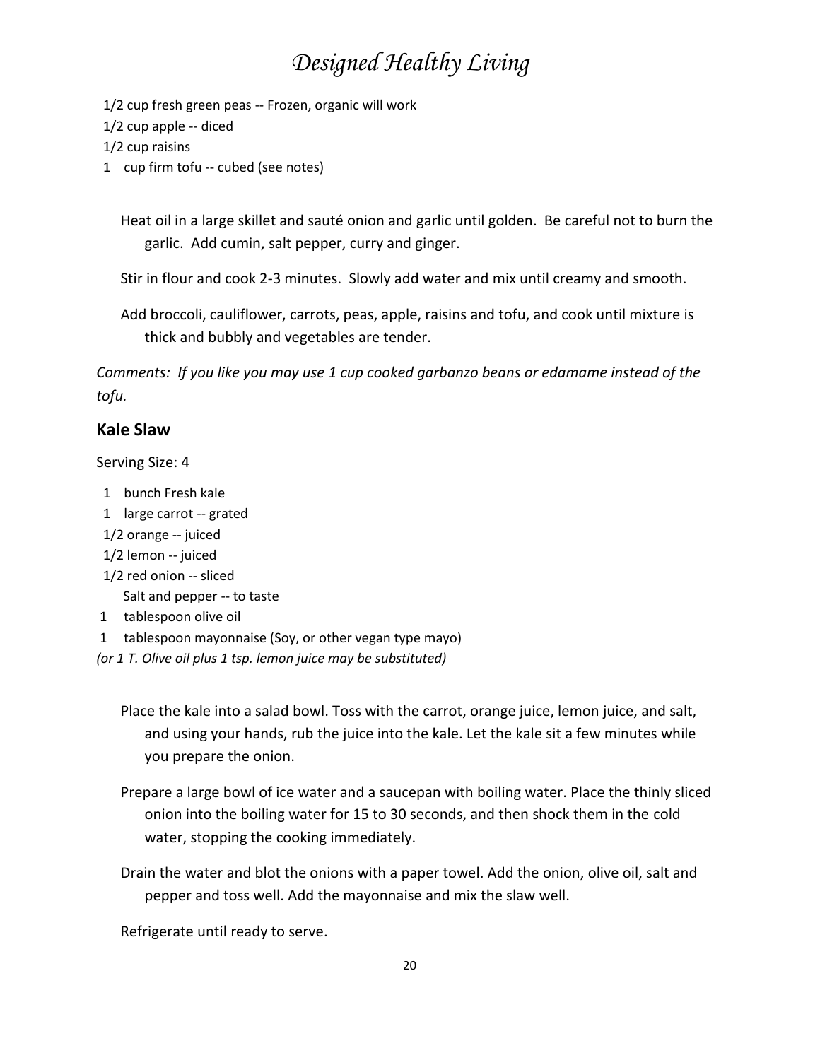1/2 cup fresh green peas -- Frozen, organic will work
1/2 cup apple -- diced
1/2 cup raisins
1 cup firm tofu -- cubed (see notes)

Heat oil in a large skillet and sauté onion and garlic until golden. Be careful not to burn the garlic. Add cumin, salt pepper, curry and ginger.

Stir in flour and cook 2-3 minutes. Slowly add water and mix until creamy and smooth.

Add broccoli, cauliflower, carrots, peas, apple, raisins and tofu, and cook until mixture is thick and bubbly and vegetables are tender.

*Comments: If you like you may use 1 cup cooked garbanzo beans or edamame instead of the tofu.*

## Kale Slaw

Serving Size: 4

1 bunch Fresh kale
1 large carrot -- grated
1/2 orange -- juiced
1/2 lemon -- juiced
1/2 red onion -- sliced
Salt and pepper -- to taste
1 tablespoon olive oil
1 tablespoon mayonnaise (Soy, or other vegan type mayo)
*(or 1 T. Olive oil plus 1 tsp. lemon juice may be substituted)*

Place the kale into a salad bowl. Toss with the carrot, orange juice, lemon juice, and salt, and using your hands, rub the juice into the kale. Let the kale sit a few minutes while you prepare the onion.

Prepare a large bowl of ice water and a saucepan with boiling water. Place the thinly sliced onion into the boiling water for 15 to 30 seconds, and then shock them in the cold water, stopping the cooking immediately.

Drain the water and blot the onions with a paper towel. Add the onion, olive oil, salt and pepper and toss well. Add the mayonnaise and mix the slaw well.

Refrigerate until ready to serve.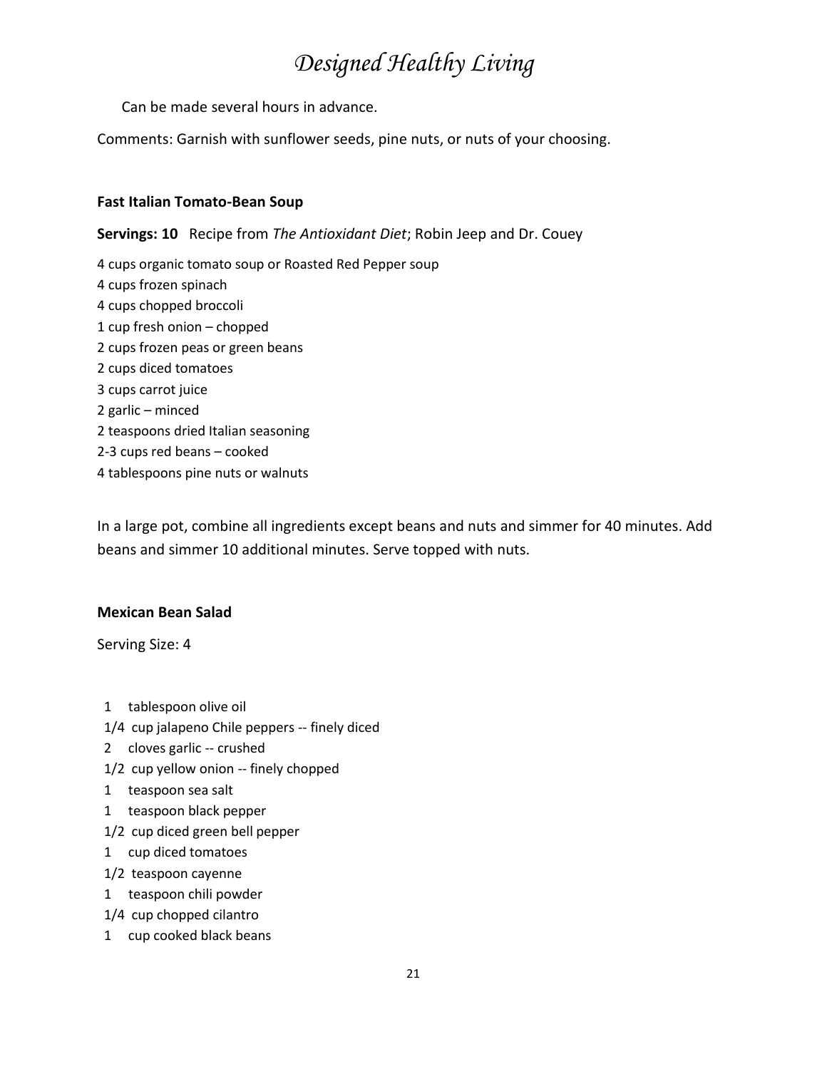Can be made several hours in advance.

Comments: Garnish with sunflower seeds, pine nuts, or nuts of your choosing.

**Fast Italian Tomato-Bean Soup**

**Servings: 10** Recipe from *The Antioxidant Diet*; Robin Jeep and Dr. Couey

4 cups organic tomato soup or Roasted Red Pepper soup
4 cups frozen spinach
4 cups chopped broccoli
1 cup fresh onion – chopped
2 cups frozen peas or green beans
2 cups diced tomatoes
3 cups carrot juice
2 garlic – minced
2 teaspoons dried Italian seasoning
2-3 cups red beans – cooked
4 tablespoons pine nuts or walnuts

In a large pot, combine all ingredients except beans and nuts and simmer for 40 minutes. Add beans and simmer 10 additional minutes. Serve topped with nuts.

**Mexican Bean Salad**

Serving Size: 4

1 tablespoon olive oil
1/4 cup jalapeno Chile peppers -- finely diced
2 cloves garlic -- crushed
1/2 cup yellow onion -- finely chopped
1 teaspoon sea salt
1 teaspoon black pepper
1/2 cup diced green bell pepper
1 cup diced tomatoes
1/2 teaspoon cayenne
1 teaspoon chili powder
1/4 cup chopped cilantro
1 cup cooked black beans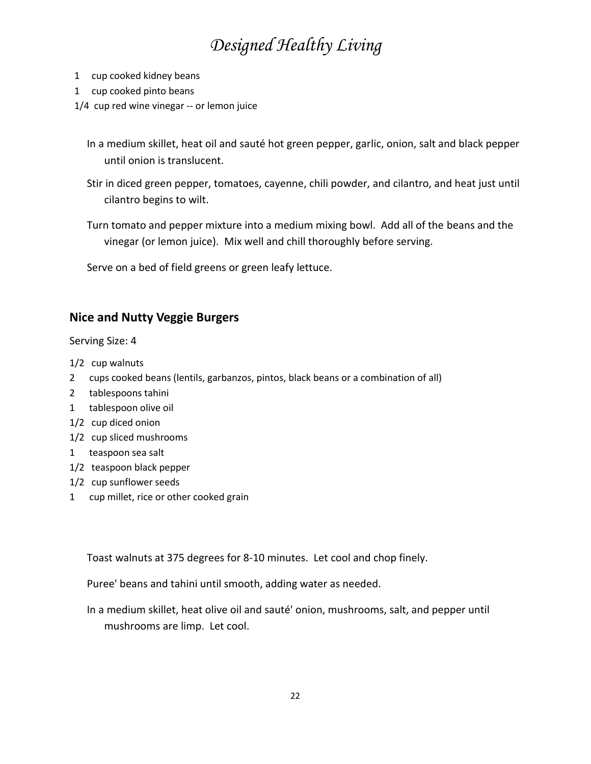- 1 cup cooked kidney beans
- 1 cup cooked pinto beans
- 1/4 cup red wine vinegar -- or lemon juice

In a medium skillet, heat oil and sauté hot green pepper, garlic, onion, salt and black pepper until onion is translucent.

Stir in diced green pepper, tomatoes, cayenne, chili powder, and cilantro, and heat just until cilantro begins to wilt.

Turn tomato and pepper mixture into a medium mixing bowl. Add all of the beans and the vinegar (or lemon juice). Mix well and chill thoroughly before serving.

Serve on a bed of field greens or green leafy lettuce.

## Nice and Nutty Veggie Burgers

Serving Size: 4

- 1/2 cup walnuts
- 2 cups cooked beans (lentils, garbanzos, pintos, black beans or a combination of all)
- 2 tablespoons tahini
- 1 tablespoon olive oil
- 1/2 cup diced onion
- 1/2 cup sliced mushrooms
- 1 teaspoon sea salt
- 1/2 teaspoon black pepper
- 1/2 cup sunflower seeds
- 1 cup millet, rice or other cooked grain

Toast walnuts at 375 degrees for 8-10 minutes. Let cool and chop finely.

Puree' beans and tahini until smooth, adding water as needed.

In a medium skillet, heat olive oil and sauté' onion, mushrooms, salt, and pepper until mushrooms are limp. Let cool.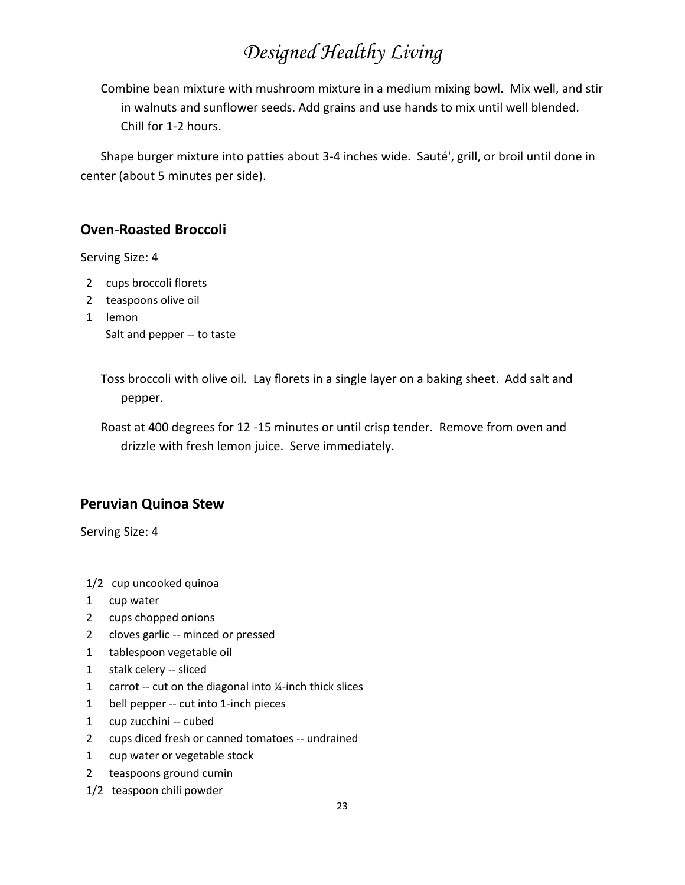Combine bean mixture with mushroom mixture in a medium mixing bowl. Mix well, and stir in walnuts and sunflower seeds. Add grains and use hands to mix until well blended. Chill for 1-2 hours.

Shape burger mixture into patties about 3-4 inches wide. Sauté', grill, or broil until done in center (about 5 minutes per side).

### Oven-Roasted Broccoli

Serving Size: 4

- 2 cups broccoli florets
- 2 teaspoons olive oil
- 1 lemon
- Salt and pepper -- to taste

Toss broccoli with olive oil. Lay florets in a single layer on a baking sheet. Add salt and pepper.

Roast at 400 degrees for 12 -15 minutes or until crisp tender. Remove from oven and drizzle with fresh lemon juice. Serve immediately.

### Peruvian Quinoa Stew

Serving Size: 4

- 1/2 cup uncooked quinoa
- 1 cup water
- 2 cups chopped onions
- 2 cloves garlic -- minced or pressed
- 1 tablespoon vegetable oil
- 1 stalk celery -- sliced
- 1 carrot -- cut on the diagonal into ¼-inch thick slices
- 1 bell pepper -- cut into 1-inch pieces
- 1 cup zucchini -- cubed
- 2 cups diced fresh or canned tomatoes -- undrained
- 1 cup water or vegetable stock
- 2 teaspoons ground cumin
- 1/2 teaspoon chili powder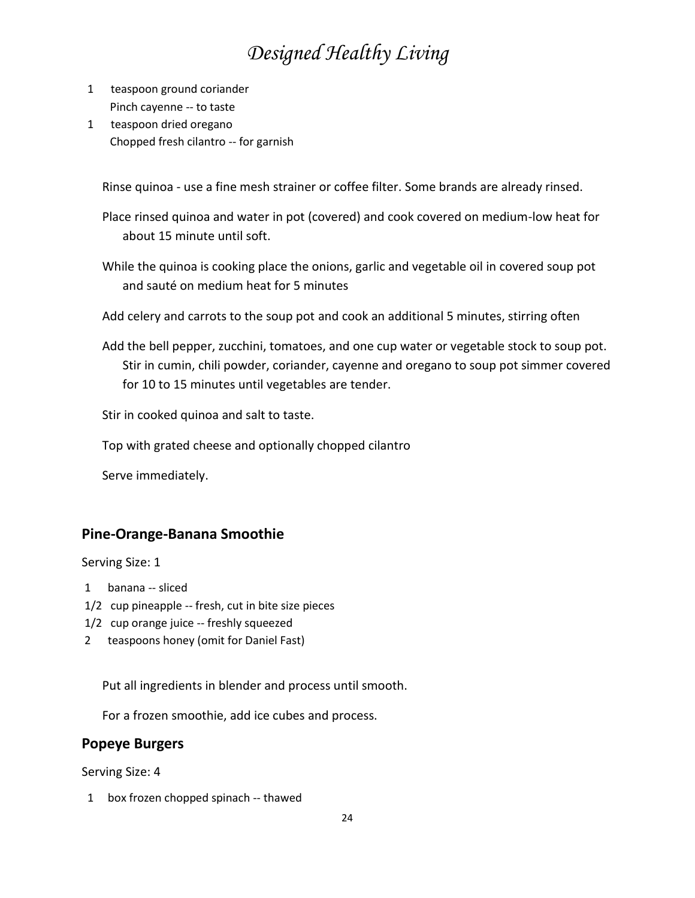1 teaspoon ground coriander
Pinch cayenne -- to taste
1 teaspoon dried oregano
Chopped fresh cilantro -- for garnish

Rinse quinoa - use a fine mesh strainer or coffee filter. Some brands are already rinsed.

Place rinsed quinoa and water in pot (covered) and cook covered on medium-low heat for about 15 minute until soft.

While the quinoa is cooking place the onions, garlic and vegetable oil in covered soup pot and sauté on medium heat for 5 minutes

Add celery and carrots to the soup pot and cook an additional 5 minutes, stirring often

Add the bell pepper, zucchini, tomatoes, and one cup water or vegetable stock to soup pot. Stir in cumin, chili powder, coriander, cayenne and oregano to soup pot simmer covered for 10 to 15 minutes until vegetables are tender.

Stir in cooked quinoa and salt to taste.

Top with grated cheese and optionally chopped cilantro

Serve immediately.

## Pine-Orange-Banana Smoothie

Serving Size: 1

1 banana -- sliced
1/2 cup pineapple -- fresh, cut in bite size pieces
1/2 cup orange juice -- freshly squeezed
2 teaspoons honey (omit for Daniel Fast)

Put all ingredients in blender and process until smooth.

For a frozen smoothie, add ice cubes and process.

## Popeye Burgers

Serving Size: 4

1 box frozen chopped spinach -- thawed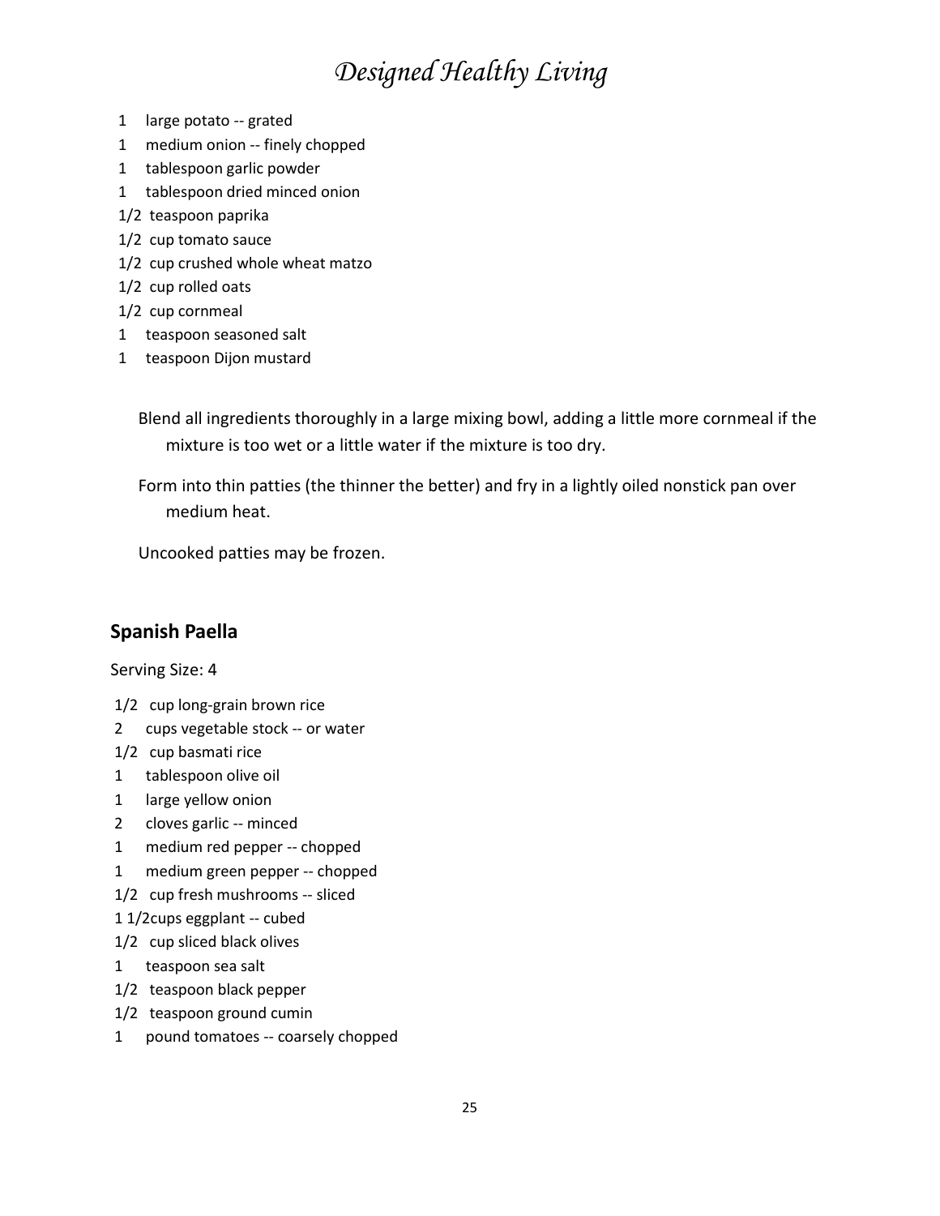- 1 large potato -- grated
- 1 medium onion -- finely chopped
- 1 tablespoon garlic powder
- 1 tablespoon dried minced onion
- 1/2 teaspoon paprika
- 1/2 cup tomato sauce
- 1/2 cup crushed whole wheat matzo
- 1/2 cup rolled oats
- 1/2 cup cornmeal
- 1 teaspoon seasoned salt
- 1 teaspoon Dijon mustard

Blend all ingredients thoroughly in a large mixing bowl, adding a little more cornmeal if the mixture is too wet or a little water if the mixture is too dry.

Form into thin patties (the thinner the better) and fry in a lightly oiled nonstick pan over medium heat.

Uncooked patties may be frozen.

## Spanish Paella

Serving Size: 4

- 1/2 cup long-grain brown rice
- 2 cups vegetable stock -- or water
- 1/2 cup basmati rice
- 1 tablespoon olive oil
- 1 large yellow onion
- 2 cloves garlic -- minced
- 1 medium red pepper -- chopped
- 1 medium green pepper -- chopped
- 1/2 cup fresh mushrooms -- sliced
- 1 1/2cups eggplant -- cubed
- 1/2 cup sliced black olives
- 1 teaspoon sea salt
- 1/2 teaspoon black pepper
- 1/2 teaspoon ground cumin
- 1 pound tomatoes -- coarsely chopped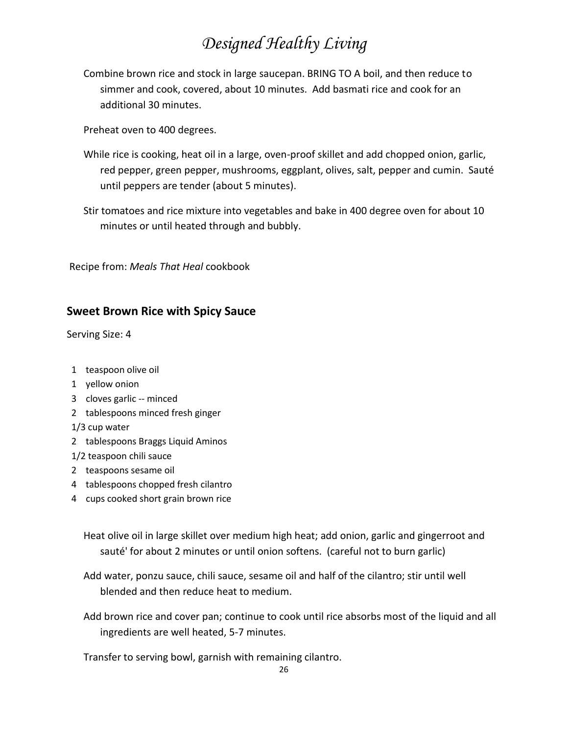Combine brown rice and stock in large saucepan. BRING TO A boil, and then reduce to simmer and cook, covered, about 10 minutes. Add basmati rice and cook for an additional 30 minutes.

Preheat oven to 400 degrees.

While rice is cooking, heat oil in a large, oven-proof skillet and add chopped onion, garlic, red pepper, green pepper, mushrooms, eggplant, olives, salt, pepper and cumin. Sauté until peppers are tender (about 5 minutes).

Stir tomatoes and rice mixture into vegetables and bake in 400 degree oven for about 10 minutes or until heated through and bubbly.

Recipe from: *Meals That Heal* cookbook

## Sweet Brown Rice with Spicy Sauce

Serving Size: 4

- 1 teaspoon olive oil
- 1 yellow onion
- 3 cloves garlic -- minced
- 2 tablespoons minced fresh ginger
- 1/3 cup water
- 2 tablespoons Braggs Liquid Aminos
- 1/2 teaspoon chili sauce
- 2 teaspoons sesame oil
- 4 tablespoons chopped fresh cilantro
- 4 cups cooked short grain brown rice

Heat olive oil in large skillet over medium high heat; add onion, garlic and gingerroot and sauté' for about 2 minutes or until onion softens. (careful not to burn garlic)

Add water, ponzu sauce, chili sauce, sesame oil and half of the cilantro; stir until well blended and then reduce heat to medium.

Add brown rice and cover pan; continue to cook until rice absorbs most of the liquid and all ingredients are well heated, 5-7 minutes.

Transfer to serving bowl, garnish with remaining cilantro.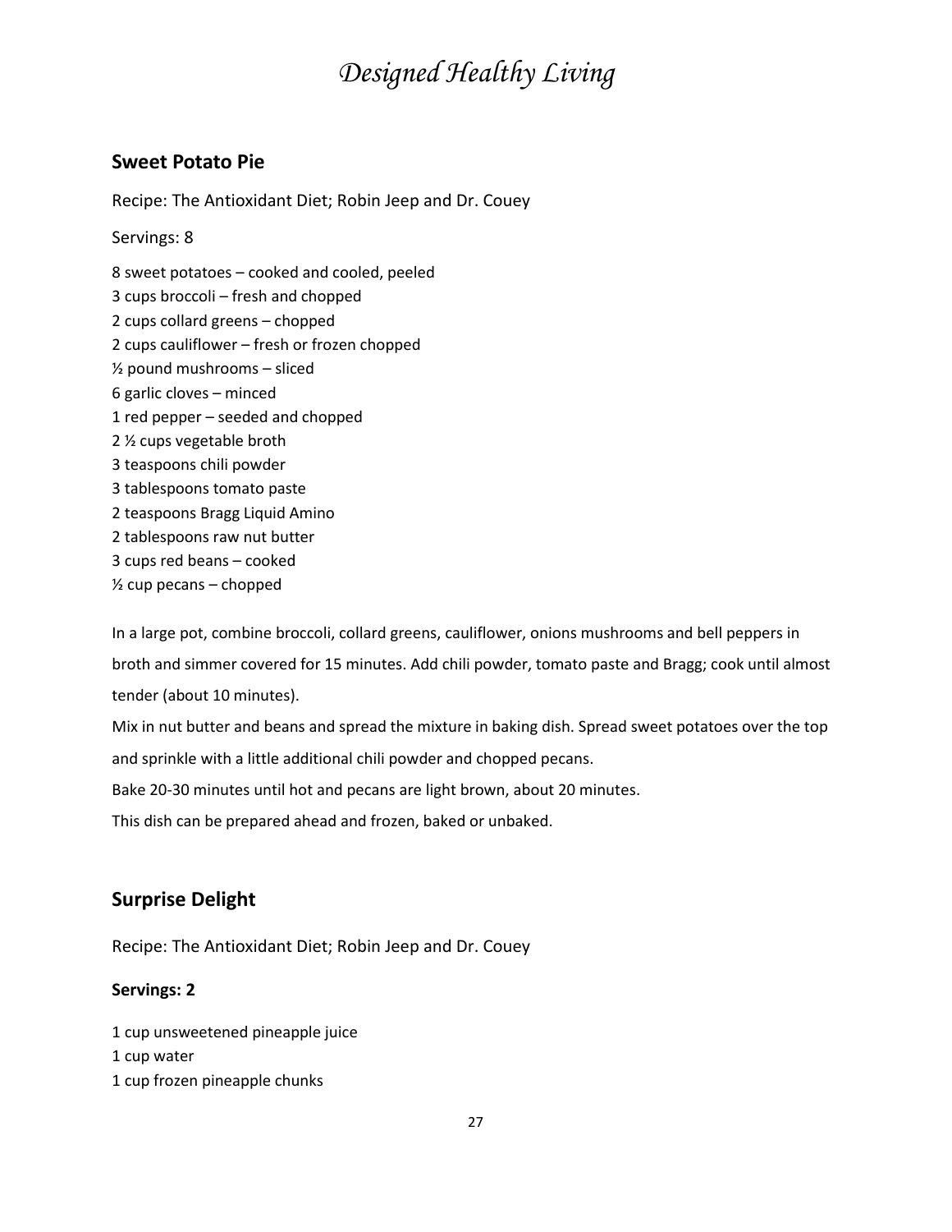## Sweet Potato Pie

Recipe: The Antioxidant Diet; Robin Jeep and Dr. Couey

Servings: 8

8 sweet potatoes – cooked and cooled, peeled
3 cups broccoli – fresh and chopped
2 cups collard greens – chopped
2 cups cauliflower – fresh or frozen chopped
½ pound mushrooms – sliced
6 garlic cloves – minced
1 red pepper – seeded and chopped
2 ½ cups vegetable broth
3 teaspoons chili powder
3 tablespoons tomato paste
2 teaspoons Bragg Liquid Amino
2 tablespoons raw nut butter
3 cups red beans – cooked
½ cup pecans – chopped

In a large pot, combine broccoli, collard greens, cauliflower, onions mushrooms and bell peppers in broth and simmer covered for 15 minutes. Add chili powder, tomato paste and Bragg; cook until almost tender (about 10 minutes).

Mix in nut butter and beans and spread the mixture in baking dish. Spread sweet potatoes over the top and sprinkle with a little additional chili powder and chopped pecans.

Bake 20-30 minutes until hot and pecans are light brown, about 20 minutes.

This dish can be prepared ahead and frozen, baked or unbaked.

## Surprise Delight

Recipe: The Antioxidant Diet; Robin Jeep and Dr. Couey

**Servings: 2**

1 cup unsweetened pineapple juice
1 cup water
1 cup frozen pineapple chunks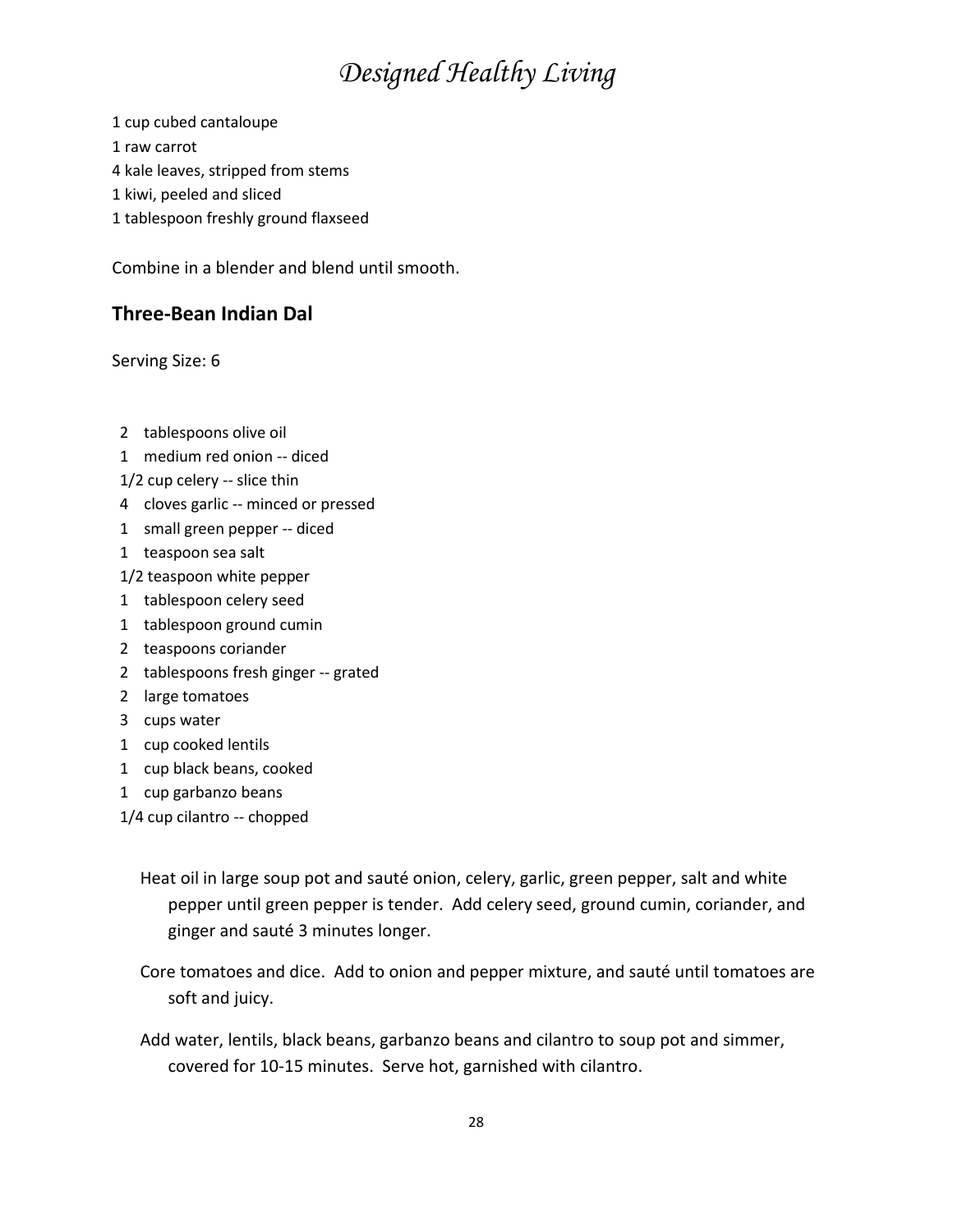1 cup cubed cantaloupe
1 raw carrot
4 kale leaves, stripped from stems
1 kiwi, peeled and sliced
1 tablespoon freshly ground flaxseed

Combine in a blender and blend until smooth.

### Three-Bean Indian Dal

Serving Size: 6

2 tablespoons olive oil
1 medium red onion -- diced
1/2 cup celery -- slice thin
4 cloves garlic -- minced or pressed
1 small green pepper -- diced
1 teaspoon sea salt
1/2 teaspoon white pepper
1 tablespoon celery seed
1 tablespoon ground cumin
2 teaspoons coriander
2 tablespoons fresh ginger -- grated
2 large tomatoes
3 cups water
1 cup cooked lentils
1 cup black beans, cooked
1 cup garbanzo beans
1/4 cup cilantro -- chopped

Heat oil in large soup pot and sauté onion, celery, garlic, green pepper, salt and white pepper until green pepper is tender. Add celery seed, ground cumin, coriander, and ginger and sauté 3 minutes longer.

Core tomatoes and dice. Add to onion and pepper mixture, and sauté until tomatoes are soft and juicy.

Add water, lentils, black beans, garbanzo beans and cilantro to soup pot and simmer, covered for 10-15 minutes. Serve hot, garnished with cilantro.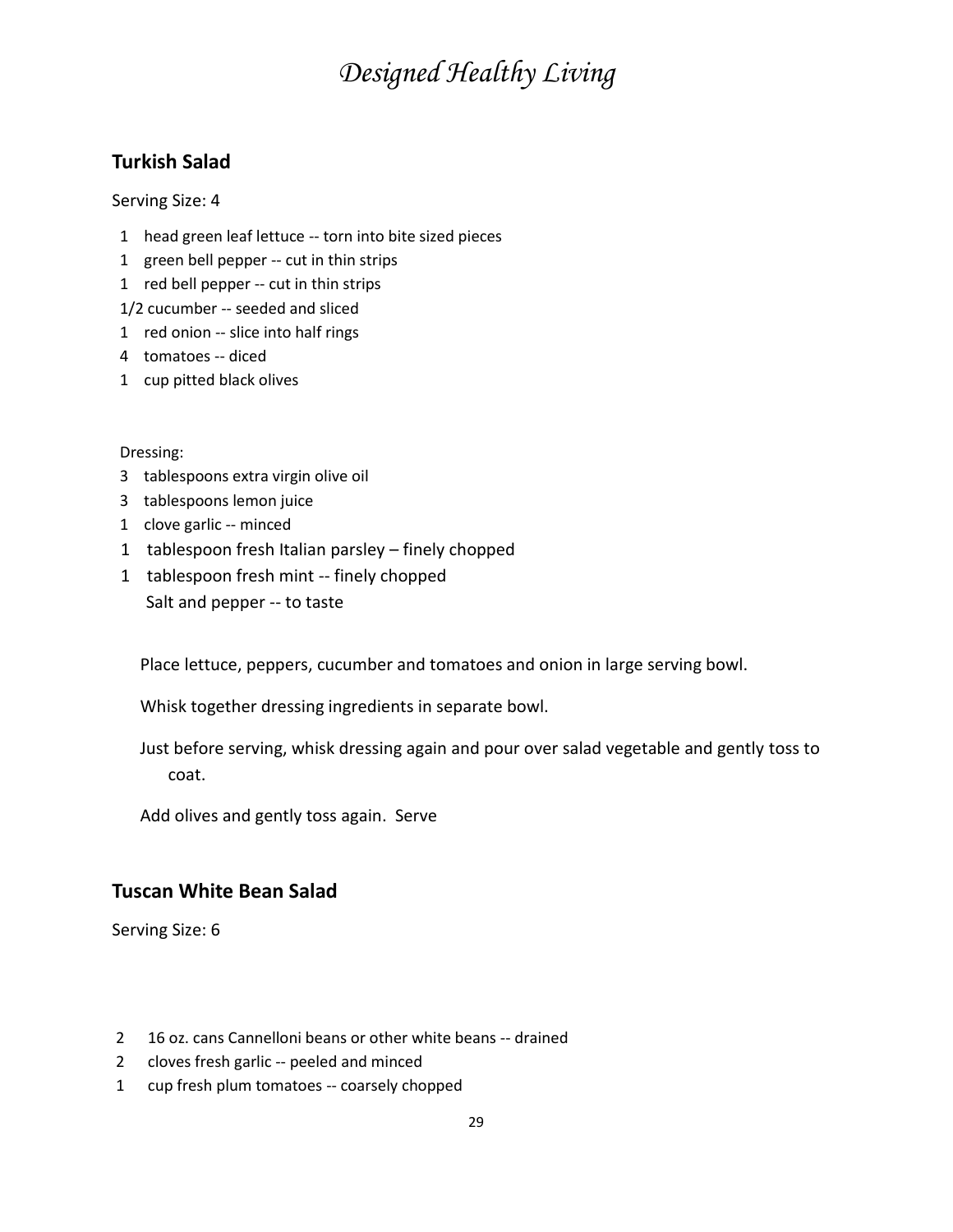## Turkish Salad

Serving Size: 4

1 head green leaf lettuce -- torn into bite sized pieces
1 green bell pepper -- cut in thin strips
1 red bell pepper -- cut in thin strips
1/2 cucumber -- seeded and sliced
1 red onion -- slice into half rings
4 tomatoes -- diced
1 cup pitted black olives

Dressing:
3 tablespoons extra virgin olive oil
3 tablespoons lemon juice
1 clove garlic -- minced
1 tablespoon fresh Italian parsley – finely chopped
1 tablespoon fresh mint -- finely chopped
Salt and pepper -- to taste

Place lettuce, peppers, cucumber and tomatoes and onion in large serving bowl.

Whisk together dressing ingredients in separate bowl.

Just before serving, whisk dressing again and pour over salad vegetable and gently toss to coat.

Add olives and gently toss again. Serve

## Tuscan White Bean Salad

Serving Size: 6

2 16 oz. cans Cannelloni beans or other white beans -- drained
2 cloves fresh garlic -- peeled and minced
1 cup fresh plum tomatoes -- coarsely chopped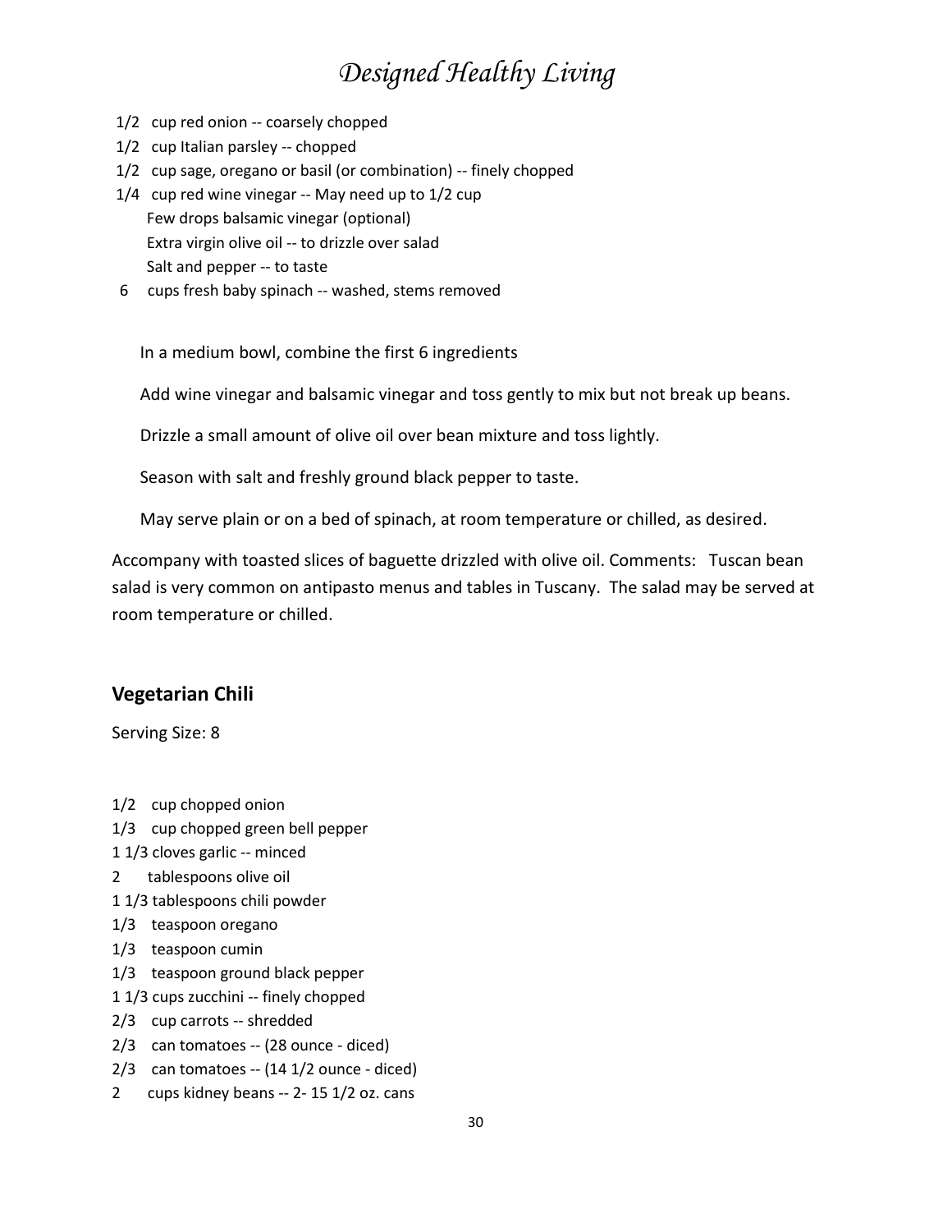- 1/2 cup red onion -- coarsely chopped
- 1/2 cup Italian parsley -- chopped
- 1/2 cup sage, oregano or basil (or combination) -- finely chopped
- 1/4 cup red wine vinegar -- May need up to 1/2 cup
- Few drops balsamic vinegar (optional)
- Extra virgin olive oil -- to drizzle over salad
- Salt and pepper -- to taste
- 6 cups fresh baby spinach -- washed, stems removed

In a medium bowl, combine the first 6 ingredients

Add wine vinegar and balsamic vinegar and toss gently to mix but not break up beans.

Drizzle a small amount of olive oil over bean mixture and toss lightly.

Season with salt and freshly ground black pepper to taste.

May serve plain or on a bed of spinach, at room temperature or chilled, as desired.

Accompany with toasted slices of baguette drizzled with olive oil. Comments: Tuscan bean salad is very common on antipasto menus and tables in Tuscany. The salad may be served at room temperature or chilled.

## Vegetarian Chili

Serving Size: 8

- 1/2 cup chopped onion
- 1/3 cup chopped green bell pepper
- 1 1/3 cloves garlic -- minced
- 2 tablespoons olive oil
- 1 1/3 tablespoons chili powder
- 1/3 teaspoon oregano
- 1/3 teaspoon cumin
- 1/3 teaspoon ground black pepper
- 1 1/3 cups zucchini -- finely chopped
- 2/3 cup carrots -- shredded
- 2/3 can tomatoes -- (28 ounce - diced)
- 2/3 can tomatoes -- (14 1/2 ounce - diced)
- 2 cups kidney beans -- 2- 15 1/2 oz. cans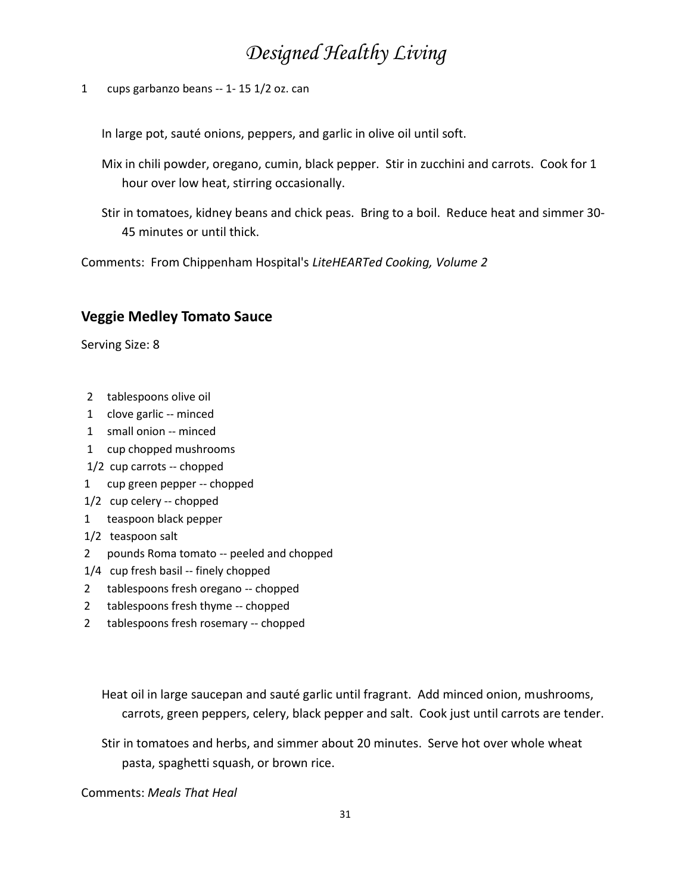1 cups garbanzo beans -- 1- 15 1/2 oz. can

In large pot, sauté onions, peppers, and garlic in olive oil until soft.

Mix in chili powder, oregano, cumin, black pepper. Stir in zucchini and carrots. Cook for 1 hour over low heat, stirring occasionally.

Stir in tomatoes, kidney beans and chick peas. Bring to a boil. Reduce heat and simmer 30-45 minutes or until thick.

Comments: From Chippenham Hospital's *LiteHEARTed Cooking, Volume 2*

### Veggie Medley Tomato Sauce

Serving Size: 8

- 2 tablespoons olive oil
- 1 clove garlic -- minced
- 1 small onion -- minced
- 1 cup chopped mushrooms
- 1/2 cup carrots -- chopped
- 1 cup green pepper -- chopped
- 1/2 cup celery -- chopped
- 1 teaspoon black pepper
- 1/2 teaspoon salt
- 2 pounds Roma tomato -- peeled and chopped
- 1/4 cup fresh basil -- finely chopped
- 2 tablespoons fresh oregano -- chopped
- 2 tablespoons fresh thyme -- chopped
- 2 tablespoons fresh rosemary -- chopped

Heat oil in large saucepan and sauté garlic until fragrant. Add minced onion, mushrooms, carrots, green peppers, celery, black pepper and salt. Cook just until carrots are tender.

Stir in tomatoes and herbs, and simmer about 20 minutes. Serve hot over whole wheat pasta, spaghetti squash, or brown rice.

Comments: *Meals That Heal*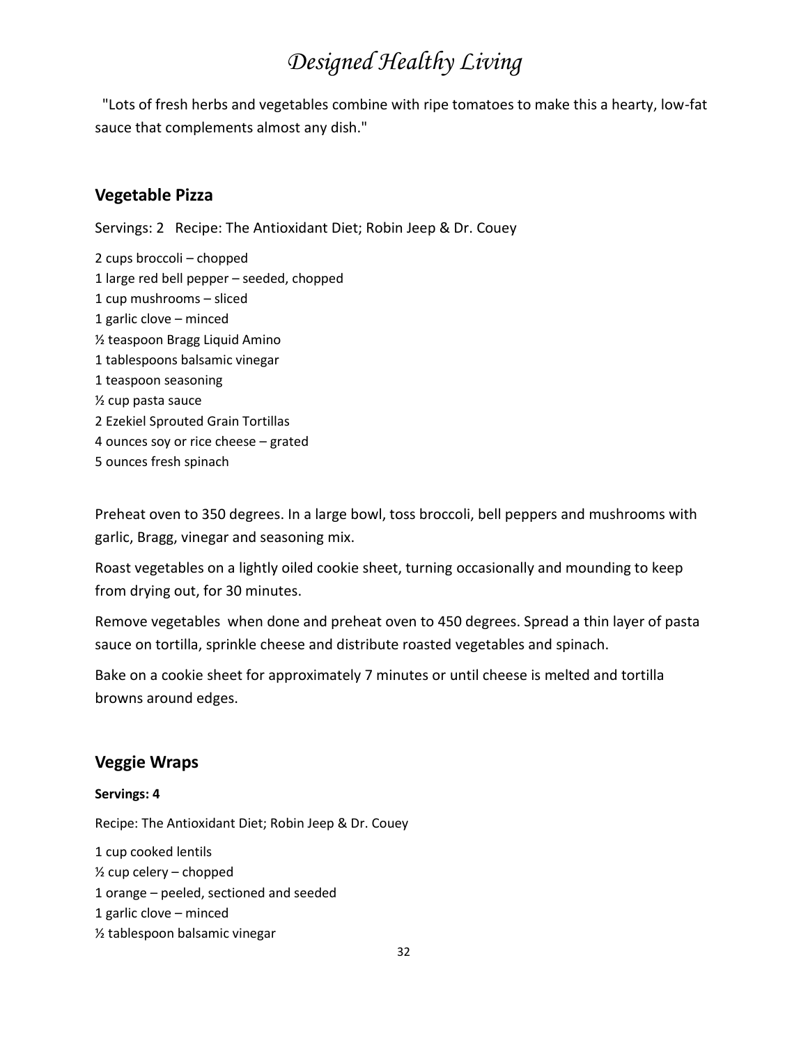"Lots of fresh herbs and vegetables combine with ripe tomatoes to make this a hearty, low-fat sauce that complements almost any dish."

## Vegetable Pizza

Servings: 2   Recipe: The Antioxidant Diet; Robin Jeep & Dr. Couey

2 cups broccoli – chopped
1 large red bell pepper – seeded, chopped
1 cup mushrooms – sliced
1 garlic clove – minced
½ teaspoon Bragg Liquid Amino
1 tablespoons balsamic vinegar
1 teaspoon seasoning
½ cup pasta sauce
2 Ezekiel Sprouted Grain Tortillas
4 ounces soy or rice cheese – grated
5 ounces fresh spinach

Preheat oven to 350 degrees. In a large bowl, toss broccoli, bell peppers and mushrooms with garlic, Bragg, vinegar and seasoning mix.

Roast vegetables on a lightly oiled cookie sheet, turning occasionally and mounding to keep from drying out, for 30 minutes.

Remove vegetables when done and preheat oven to 450 degrees. Spread a thin layer of pasta sauce on tortilla, sprinkle cheese and distribute roasted vegetables and spinach.

Bake on a cookie sheet for approximately 7 minutes or until cheese is melted and tortilla browns around edges.

## Veggie Wraps

**Servings: 4**

Recipe: The Antioxidant Diet; Robin Jeep & Dr. Couey

1 cup cooked lentils
½ cup celery – chopped
1 orange – peeled, sectioned and seeded
1 garlic clove – minced
½ tablespoon balsamic vinegar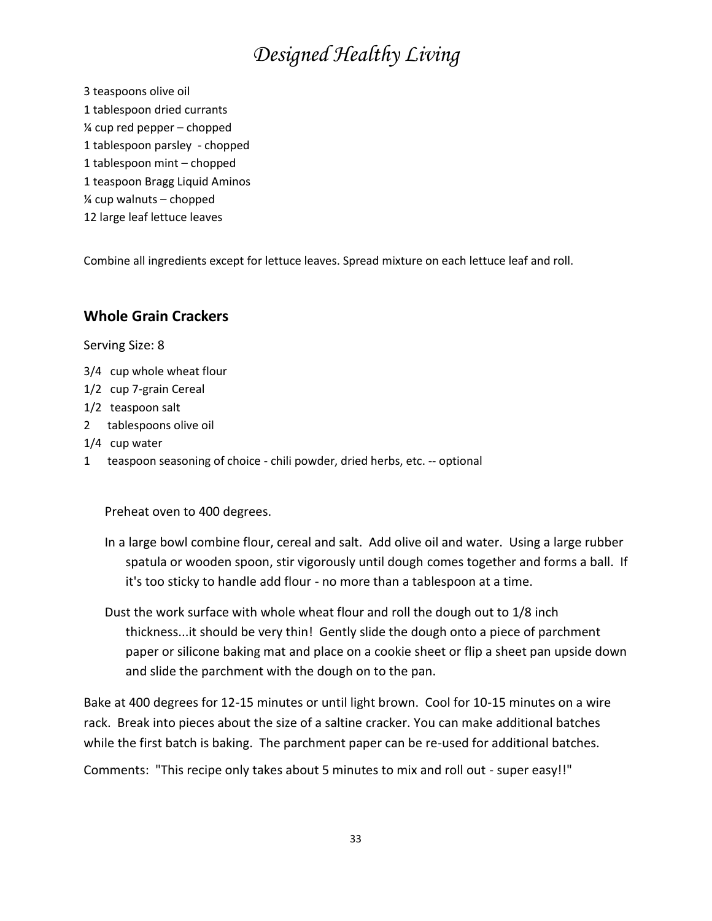3 teaspoons olive oil
1 tablespoon dried currants
¼ cup red pepper – chopped
1 tablespoon parsley - chopped
1 tablespoon mint – chopped
1 teaspoon Bragg Liquid Aminos
¼ cup walnuts – chopped
12 large leaf lettuce leaves

Combine all ingredients except for lettuce leaves. Spread mixture on each lettuce leaf and roll.

## Whole Grain Crackers

Serving Size: 8

3/4 cup whole wheat flour
1/2 cup 7-grain Cereal
1/2 teaspoon salt
2 tablespoons olive oil
1/4 cup water
1 teaspoon seasoning of choice - chili powder, dried herbs, etc. -- optional

Preheat oven to 400 degrees.

In a large bowl combine flour, cereal and salt. Add olive oil and water. Using a large rubber spatula or wooden spoon, stir vigorously until dough comes together and forms a ball. If it's too sticky to handle add flour - no more than a tablespoon at a time.

Dust the work surface with whole wheat flour and roll the dough out to 1/8 inch thickness...it should be very thin! Gently slide the dough onto a piece of parchment paper or silicone baking mat and place on a cookie sheet or flip a sheet pan upside down and slide the parchment with the dough on to the pan.

Bake at 400 degrees for 12-15 minutes or until light brown. Cool for 10-15 minutes on a wire rack. Break into pieces about the size of a saltine cracker. You can make additional batches while the first batch is baking. The parchment paper can be re-used for additional batches.

Comments: "This recipe only takes about 5 minutes to mix and roll out - super easy!!"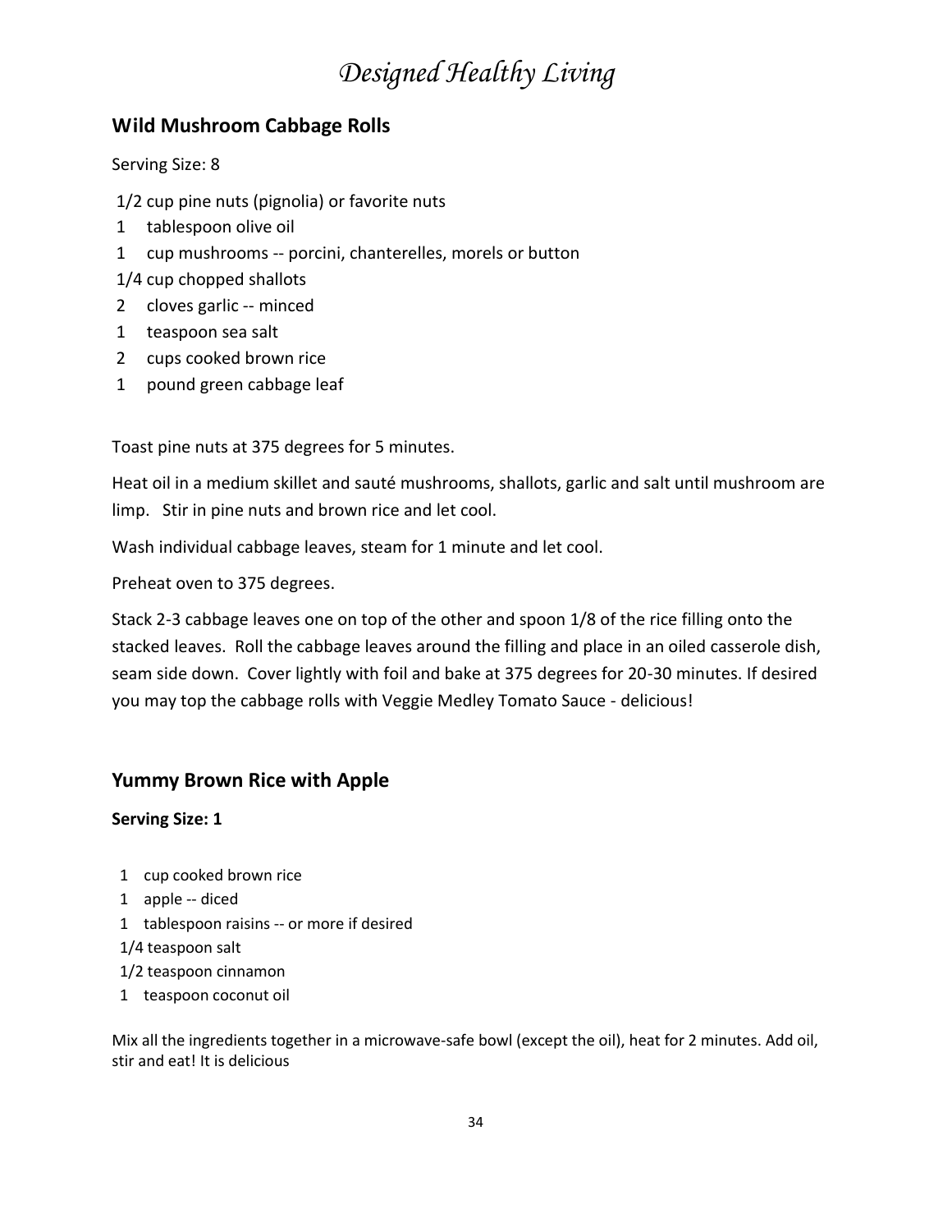## Wild Mushroom Cabbage Rolls

Serving Size: 8

1/2 cup pine nuts (pignolia) or favorite nuts
1 tablespoon olive oil
1 cup mushrooms -- porcini, chanterelles, morels or button
1/4 cup chopped shallots
2 cloves garlic -- minced
1 teaspoon sea salt
2 cups cooked brown rice
1 pound green cabbage leaf

Toast pine nuts at 375 degrees for 5 minutes.

Heat oil in a medium skillet and sauté mushrooms, shallots, garlic and salt until mushroom are limp. Stir in pine nuts and brown rice and let cool.

Wash individual cabbage leaves, steam for 1 minute and let cool.

Preheat oven to 375 degrees.

Stack 2-3 cabbage leaves one on top of the other and spoon 1/8 of the rice filling onto the stacked leaves. Roll the cabbage leaves around the filling and place in an oiled casserole dish, seam side down. Cover lightly with foil and bake at 375 degrees for 20-30 minutes. If desired you may top the cabbage rolls with Veggie Medley Tomato Sauce - delicious!

## Yummy Brown Rice with Apple

**Serving Size: 1**

1 cup cooked brown rice
1 apple -- diced
1 tablespoon raisins -- or more if desired
1/4 teaspoon salt
1/2 teaspoon cinnamon
1 teaspoon coconut oil

Mix all the ingredients together in a microwave-safe bowl (except the oil), heat for 2 minutes. Add oil, stir and eat! It is delicious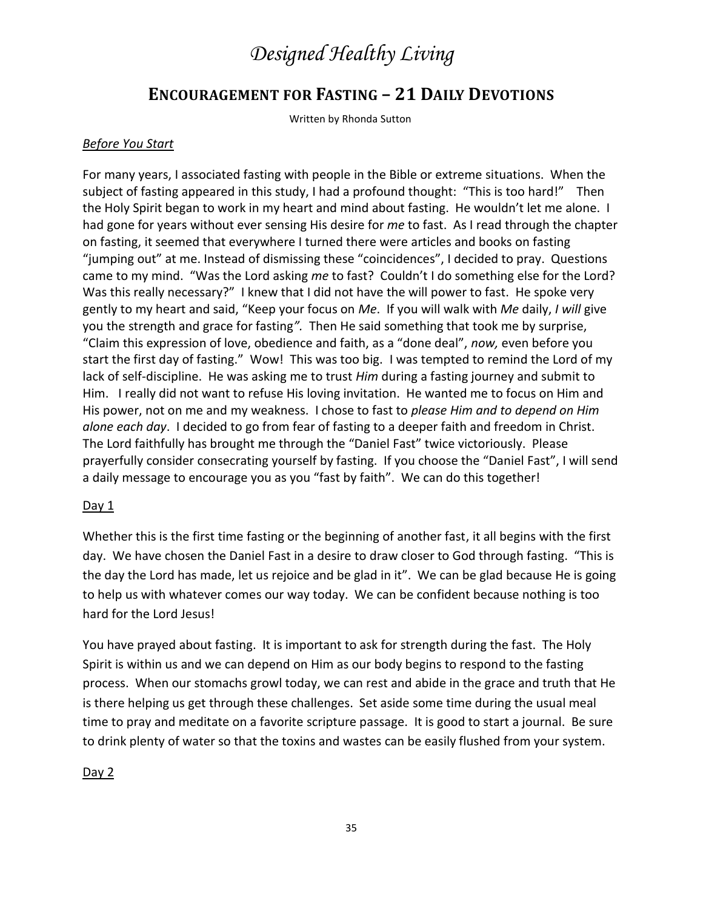# *Designed Healthy Living*

## ENCOURAGEMENT FOR FASTING – 21 DAILY DEVOTIONS

Written by Rhonda Sutton

*Before You Start*

For many years, I associated fasting with people in the Bible or extreme situations. When the subject of fasting appeared in this study, I had a profound thought: "This is too hard!" Then the Holy Spirit began to work in my heart and mind about fasting. He wouldn't let me alone. I had gone for years without ever sensing His desire for *me* to fast. As I read through the chapter on fasting, it seemed that everywhere I turned there were articles and books on fasting "jumping out" at me. Instead of dismissing these "coincidences", I decided to pray. Questions came to my mind. "Was the Lord asking *me* to fast? Couldn't I do something else for the Lord? Was this really necessary?" I knew that I did not have the will power to fast. He spoke very gently to my heart and said, "Keep your focus on *Me*. If you will walk with *Me* daily, *I will* give you the strength and grace for fasting*".* Then He said something that took me by surprise, "Claim this expression of love, obedience and faith, as a "done deal", *now,* even before you start the first day of fasting." Wow! This was too big. I was tempted to remind the Lord of my lack of self-discipline. He was asking me to trust *Him* during a fasting journey and submit to Him. I really did not want to refuse His loving invitation. He wanted me to focus on Him and His power, not on me and my weakness. I chose to fast to *please Him and to depend on Him alone each day*. I decided to go from fear of fasting to a deeper faith and freedom in Christ. The Lord faithfully has brought me through the "Daniel Fast" twice victoriously. Please prayerfully consider consecrating yourself by fasting. If you choose the "Daniel Fast", I will send a daily message to encourage you as you "fast by faith". We can do this together!

Day 1

Whether this is the first time fasting or the beginning of another fast, it all begins with the first day. We have chosen the Daniel Fast in a desire to draw closer to God through fasting. "This is the day the Lord has made, let us rejoice and be glad in it". We can be glad because He is going to help us with whatever comes our way today. We can be confident because nothing is too hard for the Lord Jesus!

You have prayed about fasting. It is important to ask for strength during the fast. The Holy Spirit is within us and we can depend on Him as our body begins to respond to the fasting process. When our stomachs growl today, we can rest and abide in the grace and truth that He is there helping us get through these challenges. Set aside some time during the usual meal time to pray and meditate on a favorite scripture passage. It is good to start a journal. Be sure to drink plenty of water so that the toxins and wastes can be easily flushed from your system.

Day 2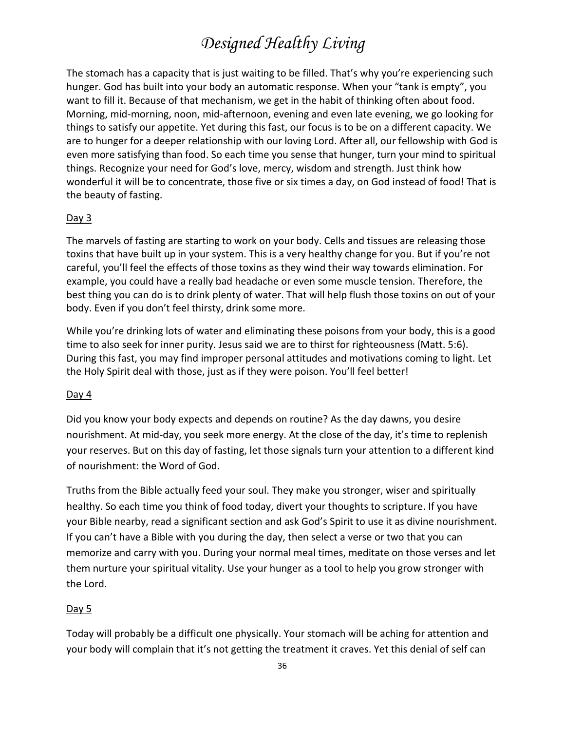The stomach has a capacity that is just waiting to be filled. That's why you're experiencing such hunger. God has built into your body an automatic response. When your "tank is empty", you want to fill it. Because of that mechanism, we get in the habit of thinking often about food. Morning, mid-morning, noon, mid-afternoon, evening and even late evening, we go looking for things to satisfy our appetite. Yet during this fast, our focus is to be on a different capacity. We are to hunger for a deeper relationship with our loving Lord. After all, our fellowship with God is even more satisfying than food. So each time you sense that hunger, turn your mind to spiritual things. Recognize your need for God's love, mercy, wisdom and strength. Just think how wonderful it will be to concentrate, those five or six times a day, on God instead of food! That is the beauty of fasting.

Day 3

The marvels of fasting are starting to work on your body. Cells and tissues are releasing those toxins that have built up in your system. This is a very healthy change for you. But if you're not careful, you'll feel the effects of those toxins as they wind their way towards elimination. For example, you could have a really bad headache or even some muscle tension. Therefore, the best thing you can do is to drink plenty of water. That will help flush those toxins on out of your body. Even if you don't feel thirsty, drink some more.

While you're drinking lots of water and eliminating these poisons from your body, this is a good time to also seek for inner purity. Jesus said we are to thirst for righteousness (Matt. 5:6). During this fast, you may find improper personal attitudes and motivations coming to light. Let the Holy Spirit deal with those, just as if they were poison. You'll feel better!

Day 4

Did you know your body expects and depends on routine? As the day dawns, you desire nourishment. At mid-day, you seek more energy. At the close of the day, it's time to replenish your reserves. But on this day of fasting, let those signals turn your attention to a different kind of nourishment: the Word of God.

Truths from the Bible actually feed your soul. They make you stronger, wiser and spiritually healthy. So each time you think of food today, divert your thoughts to scripture. If you have your Bible nearby, read a significant section and ask God's Spirit to use it as divine nourishment. If you can't have a Bible with you during the day, then select a verse or two that you can memorize and carry with you. During your normal meal times, meditate on those verses and let them nurture your spiritual vitality. Use your hunger as a tool to help you grow stronger with the Lord.

Day 5

Today will probably be a difficult one physically. Your stomach will be aching for attention and your body will complain that it's not getting the treatment it craves. Yet this denial of self can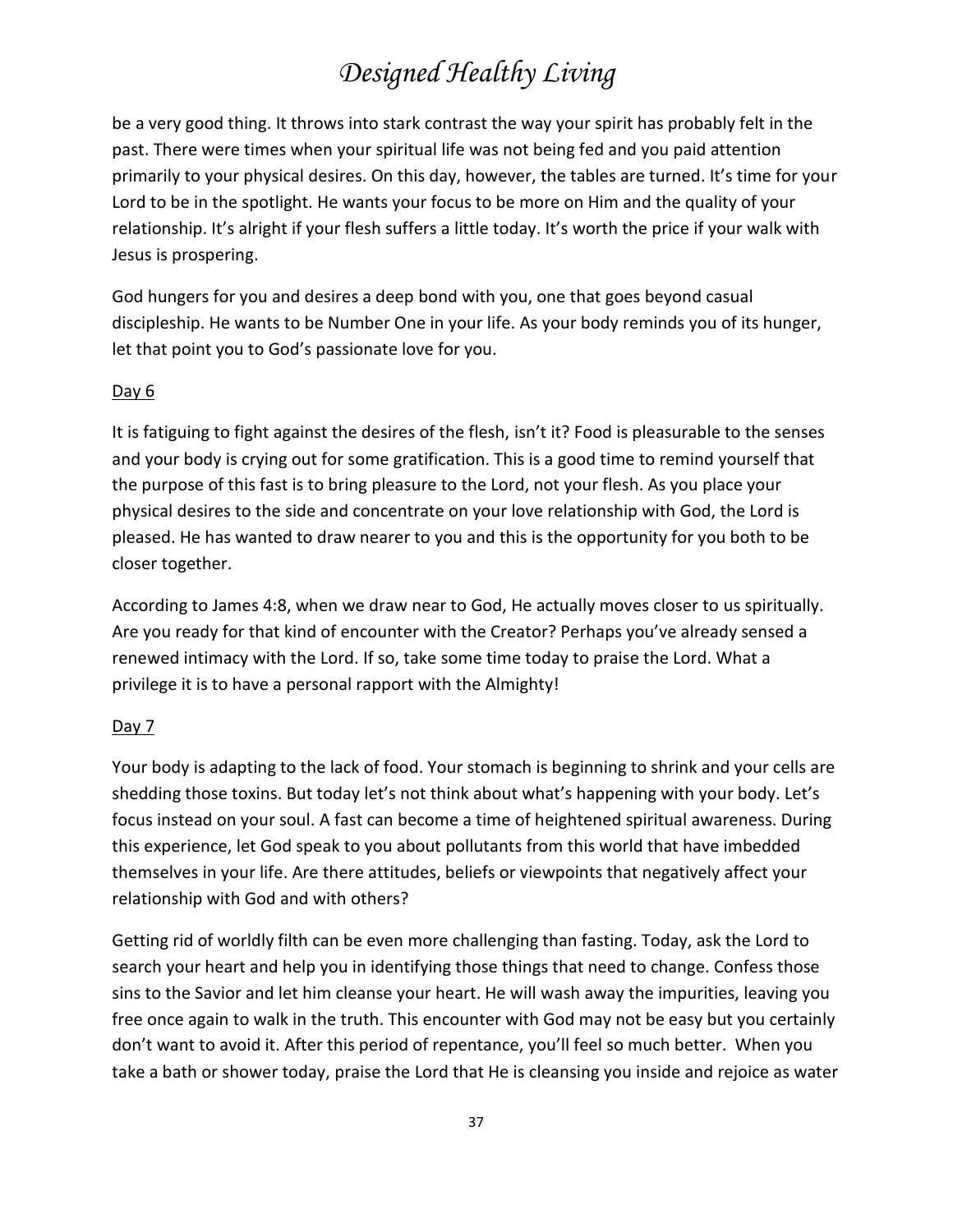be a very good thing. It throws into stark contrast the way your spirit has probably felt in the past. There were times when your spiritual life was not being fed and you paid attention primarily to your physical desires. On this day, however, the tables are turned. It's time for your Lord to be in the spotlight. He wants your focus to be more on Him and the quality of your relationship. It's alright if your flesh suffers a little today. It's worth the price if your walk with Jesus is prospering.

God hungers for you and desires a deep bond with you, one that goes beyond casual discipleship. He wants to be Number One in your life. As your body reminds you of its hunger, let that point you to God's passionate love for you.

Day 6

It is fatiguing to fight against the desires of the flesh, isn't it? Food is pleasurable to the senses and your body is crying out for some gratification. This is a good time to remind yourself that the purpose of this fast is to bring pleasure to the Lord, not your flesh. As you place your physical desires to the side and concentrate on your love relationship with God, the Lord is pleased. He has wanted to draw nearer to you and this is the opportunity for you both to be closer together.

According to James 4:8, when we draw near to God, He actually moves closer to us spiritually. Are you ready for that kind of encounter with the Creator? Perhaps you've already sensed a renewed intimacy with the Lord. If so, take some time today to praise the Lord. What a privilege it is to have a personal rapport with the Almighty!

Day 7

Your body is adapting to the lack of food. Your stomach is beginning to shrink and your cells are shedding those toxins. But today let's not think about what's happening with your body. Let's focus instead on your soul. A fast can become a time of heightened spiritual awareness. During this experience, let God speak to you about pollutants from this world that have imbedded themselves in your life. Are there attitudes, beliefs or viewpoints that negatively affect your relationship with God and with others?

Getting rid of worldly filth can be even more challenging than fasting. Today, ask the Lord to search your heart and help you in identifying those things that need to change. Confess those sins to the Savior and let him cleanse your heart. He will wash away the impurities, leaving you free once again to walk in the truth. This encounter with God may not be easy but you certainly don't want to avoid it. After this period of repentance, you'll feel so much better. When you take a bath or shower today, praise the Lord that He is cleansing you inside and rejoice as water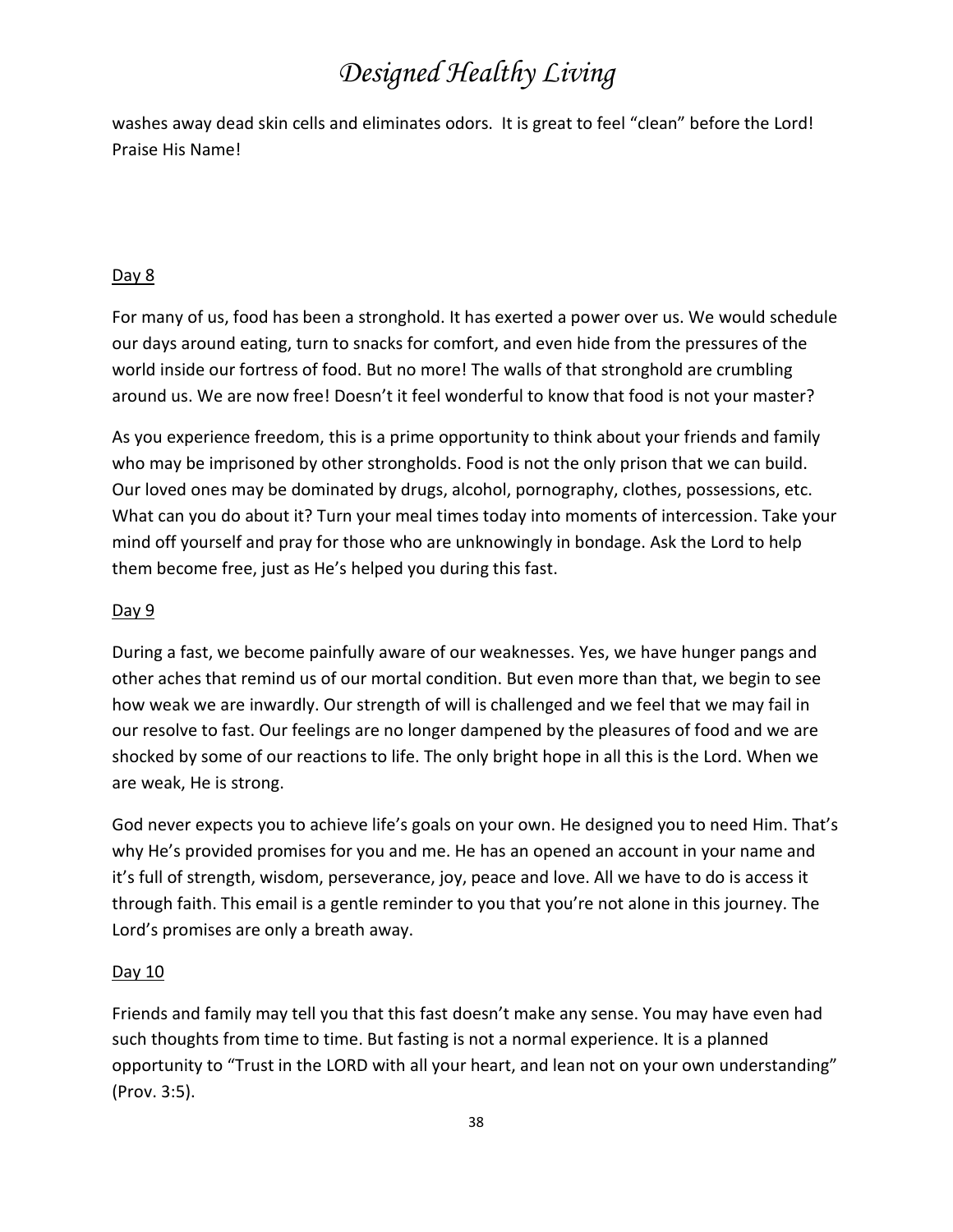washes away dead skin cells and eliminates odors. It is great to feel "clean" before the Lord! Praise His Name!

Day 8

For many of us, food has been a stronghold. It has exerted a power over us. We would schedule our days around eating, turn to snacks for comfort, and even hide from the pressures of the world inside our fortress of food. But no more! The walls of that stronghold are crumbling around us. We are now free! Doesn't it feel wonderful to know that food is not your master?

As you experience freedom, this is a prime opportunity to think about your friends and family who may be imprisoned by other strongholds. Food is not the only prison that we can build. Our loved ones may be dominated by drugs, alcohol, pornography, clothes, possessions, etc. What can you do about it? Turn your meal times today into moments of intercession. Take your mind off yourself and pray for those who are unknowingly in bondage. Ask the Lord to help them become free, just as He's helped you during this fast.

Day 9

During a fast, we become painfully aware of our weaknesses. Yes, we have hunger pangs and other aches that remind us of our mortal condition. But even more than that, we begin to see how weak we are inwardly. Our strength of will is challenged and we feel that we may fail in our resolve to fast. Our feelings are no longer dampened by the pleasures of food and we are shocked by some of our reactions to life. The only bright hope in all this is the Lord. When we are weak, He is strong.

God never expects you to achieve life's goals on your own. He designed you to need Him. That's why He's provided promises for you and me. He has an opened an account in your name and it's full of strength, wisdom, perseverance, joy, peace and love. All we have to do is access it through faith. This email is a gentle reminder to you that you're not alone in this journey. The Lord's promises are only a breath away.

Day 10

Friends and family may tell you that this fast doesn't make any sense. You may have even had such thoughts from time to time. But fasting is not a normal experience. It is a planned opportunity to "Trust in the LORD with all your heart, and lean not on your own understanding" (Prov. 3:5).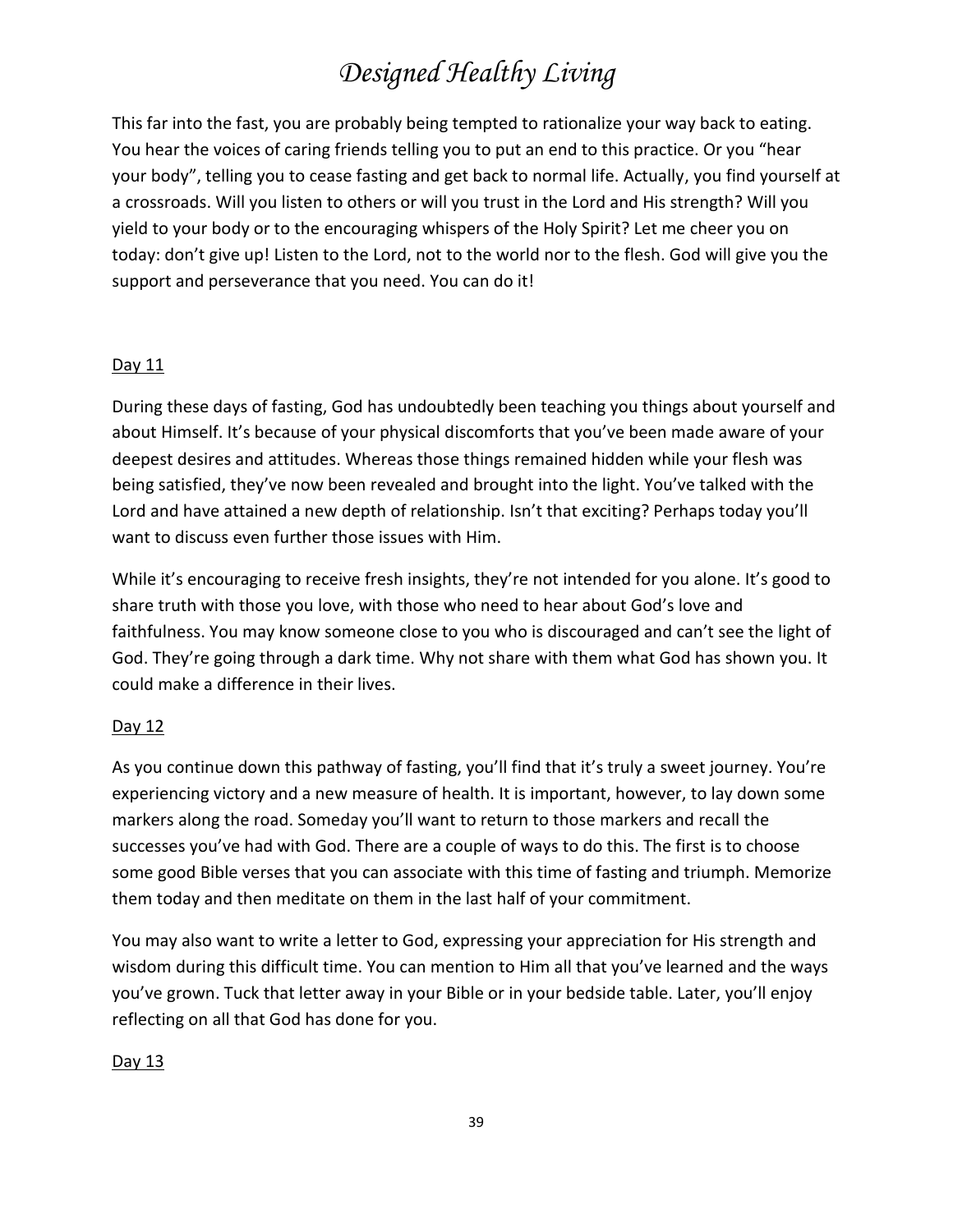This far into the fast, you are probably being tempted to rationalize your way back to eating. You hear the voices of caring friends telling you to put an end to this practice. Or you "hear your body", telling you to cease fasting and get back to normal life. Actually, you find yourself at a crossroads. Will you listen to others or will you trust in the Lord and His strength? Will you yield to your body or to the encouraging whispers of the Holy Spirit? Let me cheer you on today: don't give up! Listen to the Lord, not to the world nor to the flesh. God will give you the support and perseverance that you need. You can do it!

<u>Day 11</u>

During these days of fasting, God has undoubtedly been teaching you things about yourself and about Himself. It's because of your physical discomforts that you've been made aware of your deepest desires and attitudes. Whereas those things remained hidden while your flesh was being satisfied, they've now been revealed and brought into the light. You've talked with the Lord and have attained a new depth of relationship. Isn't that exciting? Perhaps today you'll want to discuss even further those issues with Him.

While it's encouraging to receive fresh insights, they're not intended for you alone. It's good to share truth with those you love, with those who need to hear about God's love and faithfulness. You may know someone close to you who is discouraged and can't see the light of God. They're going through a dark time. Why not share with them what God has shown you. It could make a difference in their lives.

<u>Day 12</u>

As you continue down this pathway of fasting, you'll find that it's truly a sweet journey. You're experiencing victory and a new measure of health. It is important, however, to lay down some markers along the road. Someday you'll want to return to those markers and recall the successes you've had with God. There are a couple of ways to do this. The first is to choose some good Bible verses that you can associate with this time of fasting and triumph. Memorize them today and then meditate on them in the last half of your commitment.

You may also want to write a letter to God, expressing your appreciation for His strength and wisdom during this difficult time. You can mention to Him all that you've learned and the ways you've grown. Tuck that letter away in your Bible or in your bedside table. Later, you'll enjoy reflecting on all that God has done for you.

<u>Day 13</u>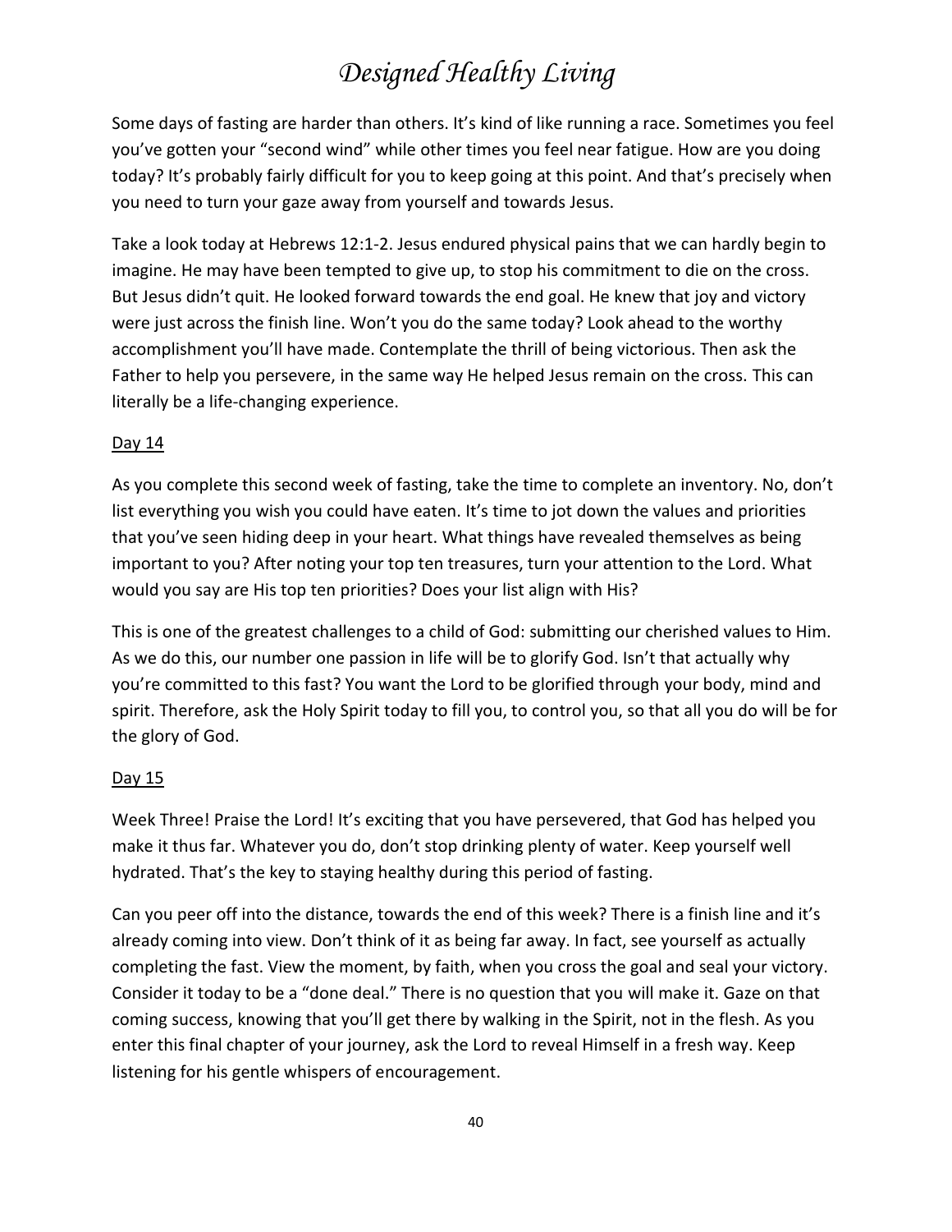Some days of fasting are harder than others. It's kind of like running a race. Sometimes you feel you've gotten your "second wind" while other times you feel near fatigue. How are you doing today? It's probably fairly difficult for you to keep going at this point. And that's precisely when you need to turn your gaze away from yourself and towards Jesus.

Take a look today at Hebrews 12:1-2. Jesus endured physical pains that we can hardly begin to imagine. He may have been tempted to give up, to stop his commitment to die on the cross. But Jesus didn't quit. He looked forward towards the end goal. He knew that joy and victory were just across the finish line. Won't you do the same today? Look ahead to the worthy accomplishment you'll have made. Contemplate the thrill of being victorious. Then ask the Father to help you persevere, in the same way He helped Jesus remain on the cross. This can literally be a life-changing experience.

Day 14

As you complete this second week of fasting, take the time to complete an inventory. No, don't list everything you wish you could have eaten. It's time to jot down the values and priorities that you've seen hiding deep in your heart. What things have revealed themselves as being important to you? After noting your top ten treasures, turn your attention to the Lord. What would you say are His top ten priorities? Does your list align with His?

This is one of the greatest challenges to a child of God: submitting our cherished values to Him. As we do this, our number one passion in life will be to glorify God. Isn't that actually why you're committed to this fast? You want the Lord to be glorified through your body, mind and spirit. Therefore, ask the Holy Spirit today to fill you, to control you, so that all you do will be for the glory of God.

Day 15

Week Three! Praise the Lord! It's exciting that you have persevered, that God has helped you make it thus far. Whatever you do, don't stop drinking plenty of water. Keep yourself well hydrated. That's the key to staying healthy during this period of fasting.

Can you peer off into the distance, towards the end of this week? There is a finish line and it's already coming into view. Don't think of it as being far away. In fact, see yourself as actually completing the fast. View the moment, by faith, when you cross the goal and seal your victory. Consider it today to be a "done deal." There is no question that you will make it. Gaze on that coming success, knowing that you'll get there by walking in the Spirit, not in the flesh. As you enter this final chapter of your journey, ask the Lord to reveal Himself in a fresh way. Keep listening for his gentle whispers of encouragement.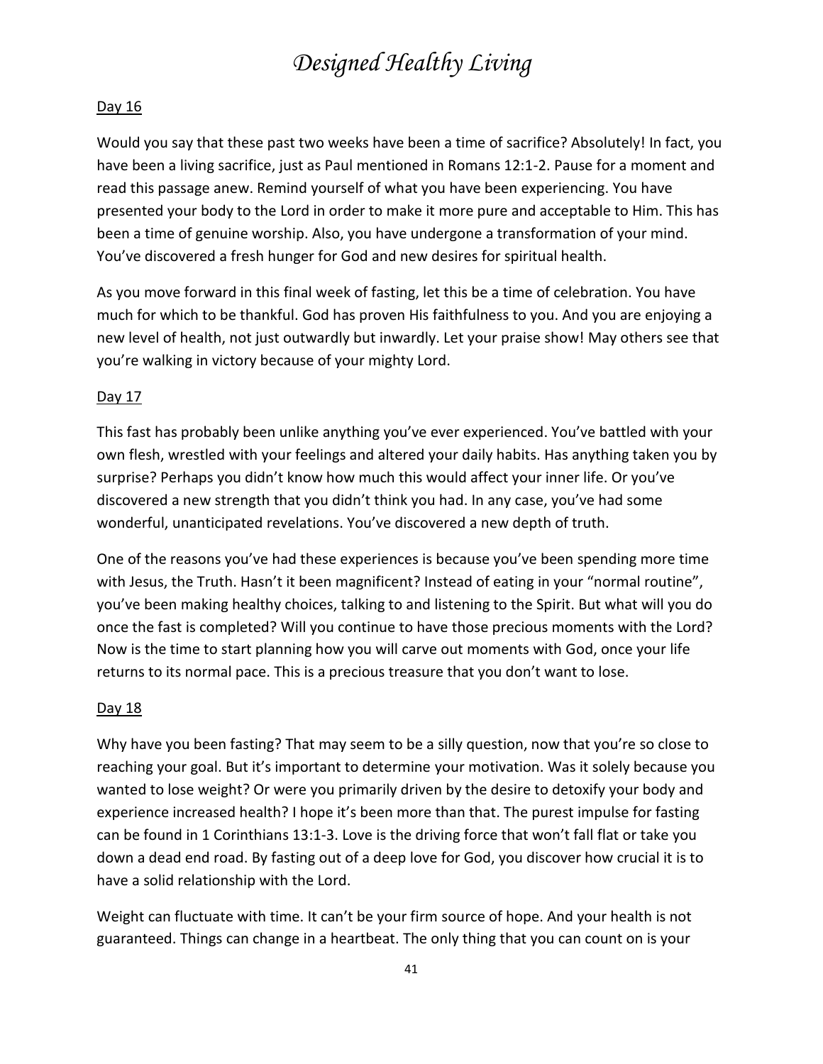Day 16

Would you say that these past two weeks have been a time of sacrifice? Absolutely! In fact, you have been a living sacrifice, just as Paul mentioned in Romans 12:1-2. Pause for a moment and read this passage anew. Remind yourself of what you have been experiencing. You have presented your body to the Lord in order to make it more pure and acceptable to Him. This has been a time of genuine worship. Also, you have undergone a transformation of your mind. You've discovered a fresh hunger for God and new desires for spiritual health.

As you move forward in this final week of fasting, let this be a time of celebration. You have much for which to be thankful. God has proven His faithfulness to you. And you are enjoying a new level of health, not just outwardly but inwardly. Let your praise show! May others see that you're walking in victory because of your mighty Lord.

Day 17

This fast has probably been unlike anything you've ever experienced. You've battled with your own flesh, wrestled with your feelings and altered your daily habits. Has anything taken you by surprise? Perhaps you didn't know how much this would affect your inner life. Or you've discovered a new strength that you didn't think you had. In any case, you've had some wonderful, unanticipated revelations. You've discovered a new depth of truth.

One of the reasons you've had these experiences is because you've been spending more time with Jesus, the Truth. Hasn't it been magnificent? Instead of eating in your "normal routine", you've been making healthy choices, talking to and listening to the Spirit. But what will you do once the fast is completed? Will you continue to have those precious moments with the Lord? Now is the time to start planning how you will carve out moments with God, once your life returns to its normal pace. This is a precious treasure that you don't want to lose.

Day 18

Why have you been fasting? That may seem to be a silly question, now that you're so close to reaching your goal. But it's important to determine your motivation. Was it solely because you wanted to lose weight? Or were you primarily driven by the desire to detoxify your body and experience increased health? I hope it's been more than that. The purest impulse for fasting can be found in 1 Corinthians 13:1-3. Love is the driving force that won't fall flat or take you down a dead end road. By fasting out of a deep love for God, you discover how crucial it is to have a solid relationship with the Lord.

Weight can fluctuate with time. It can't be your firm source of hope. And your health is not guaranteed. Things can change in a heartbeat. The only thing that you can count on is your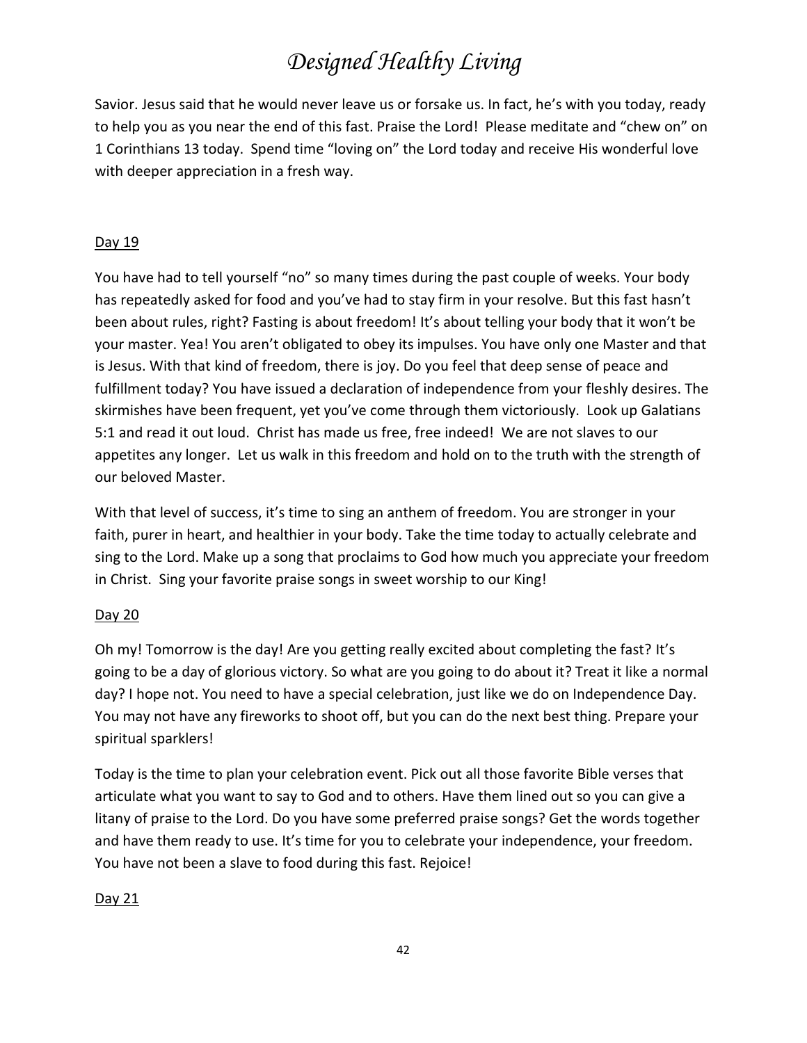Savior. Jesus said that he would never leave us or forsake us. In fact, he's with you today, ready to help you as you near the end of this fast. Praise the Lord! Please meditate and "chew on" on 1 Corinthians 13 today. Spend time "loving on" the Lord today and receive His wonderful love with deeper appreciation in a fresh way.

<u>Day 19</u>

You have had to tell yourself "no" so many times during the past couple of weeks. Your body has repeatedly asked for food and you've had to stay firm in your resolve. But this fast hasn't been about rules, right? Fasting is about freedom! It's about telling your body that it won't be your master. Yea! You aren't obligated to obey its impulses. You have only one Master and that is Jesus. With that kind of freedom, there is joy. Do you feel that deep sense of peace and fulfillment today? You have issued a declaration of independence from your fleshly desires. The skirmishes have been frequent, yet you've come through them victoriously. Look up Galatians 5:1 and read it out loud. Christ has made us free, free indeed! We are not slaves to our appetites any longer. Let us walk in this freedom and hold on to the truth with the strength of our beloved Master.

With that level of success, it's time to sing an anthem of freedom. You are stronger in your faith, purer in heart, and healthier in your body. Take the time today to actually celebrate and sing to the Lord. Make up a song that proclaims to God how much you appreciate your freedom in Christ. Sing your favorite praise songs in sweet worship to our King!

<u>Day 20</u>

Oh my! Tomorrow is the day! Are you getting really excited about completing the fast? It's going to be a day of glorious victory. So what are you going to do about it? Treat it like a normal day? I hope not. You need to have a special celebration, just like we do on Independence Day. You may not have any fireworks to shoot off, but you can do the next best thing. Prepare your spiritual sparklers!

Today is the time to plan your celebration event. Pick out all those favorite Bible verses that articulate what you want to say to God and to others. Have them lined out so you can give a litany of praise to the Lord. Do you have some preferred praise songs? Get the words together and have them ready to use. It's time for you to celebrate your independence, your freedom. You have not been a slave to food during this fast. Rejoice!

<u>Day 21</u>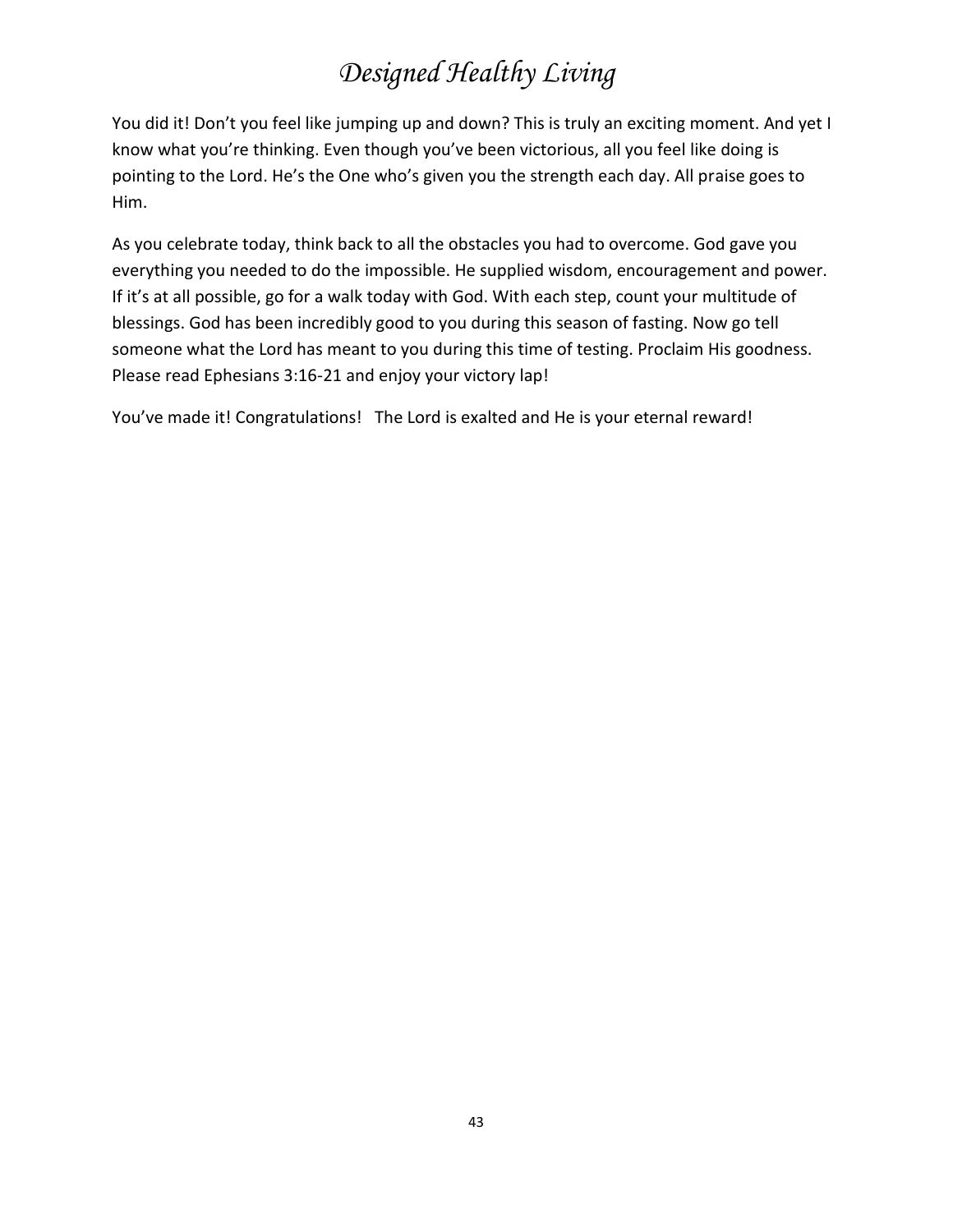You did it! Don't you feel like jumping up and down? This is truly an exciting moment. And yet I know what you're thinking. Even though you've been victorious, all you feel like doing is pointing to the Lord. He's the One who's given you the strength each day. All praise goes to Him.

As you celebrate today, think back to all the obstacles you had to overcome. God gave you everything you needed to do the impossible. He supplied wisdom, encouragement and power. If it's at all possible, go for a walk today with God. With each step, count your multitude of blessings. God has been incredibly good to you during this season of fasting. Now go tell someone what the Lord has meant to you during this time of testing. Proclaim His goodness. Please read Ephesians 3:16-21 and enjoy your victory lap!

You've made it! Congratulations! The Lord is exalted and He is your eternal reward!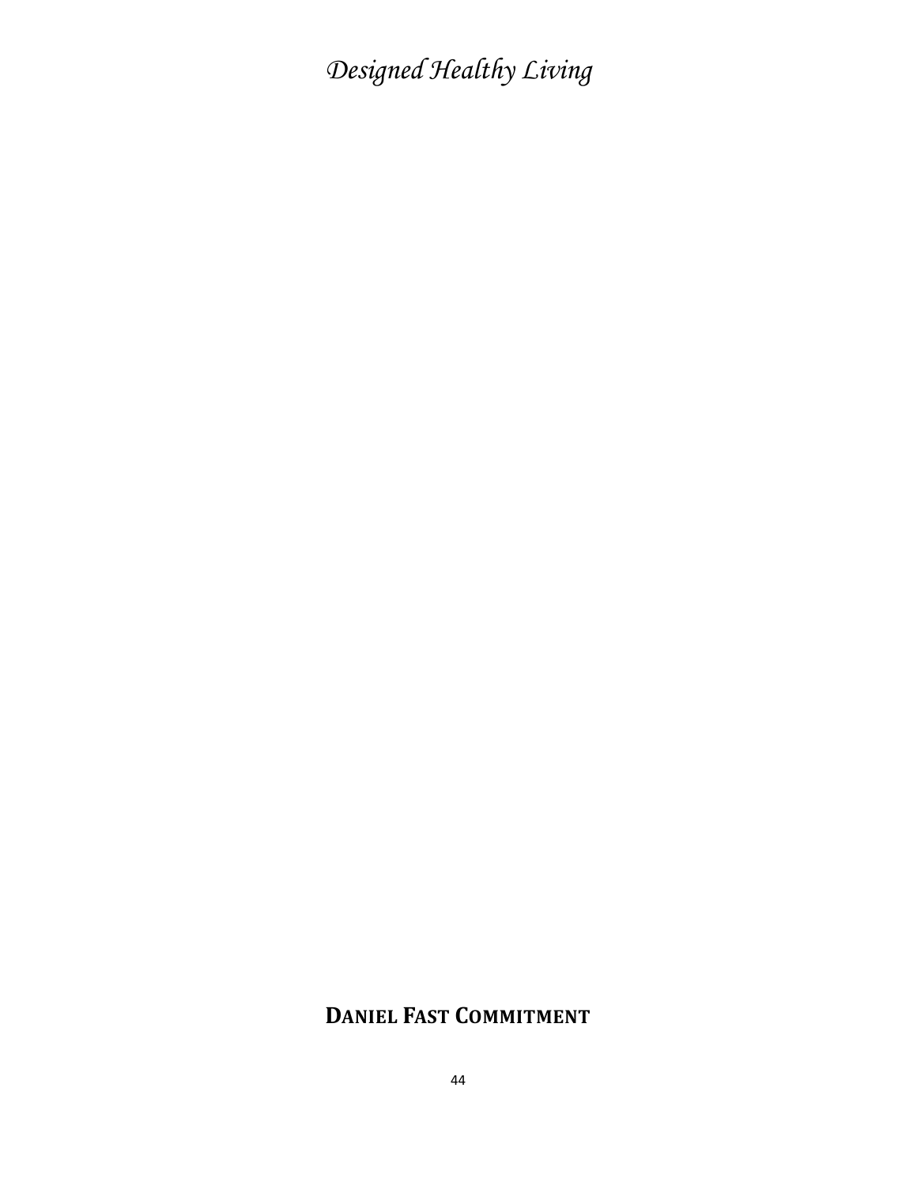## DANIEL FAST COMMITMENT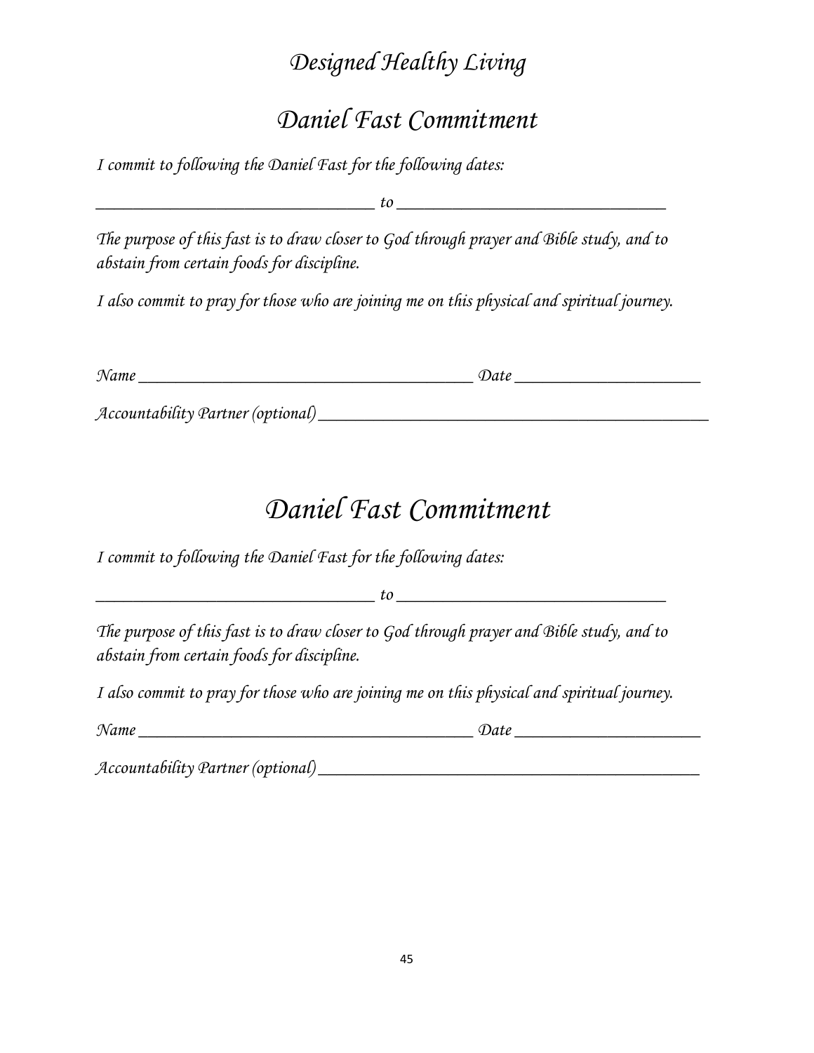# Designed Healthy Living

## Daniel Fast Commitment

*I commit to following the Daniel Fast for the following dates:*

__________________________________ *to* _________________________________

*The purpose of this fast is to draw closer to God through prayer and Bible study, and to abstain from certain foods for discipline.*

*I also commit to pray for those who are joining me on this physical and spiritual journey.*

*Name* _________________________________________ *Date* ______________________

*Accountability Partner (optional)* _______________________________________________

## Daniel Fast Commitment

*I commit to following the Daniel Fast for the following dates:*

__________________________________ *to* _________________________________

*The purpose of this fast is to draw closer to God through prayer and Bible study, and to abstain from certain foods for discipline.*

*I also commit to pray for those who are joining me on this physical and spiritual journey.*

*Name* _________________________________________ *Date* ______________________

*Accountability Partner (optional)* _______________________________________________